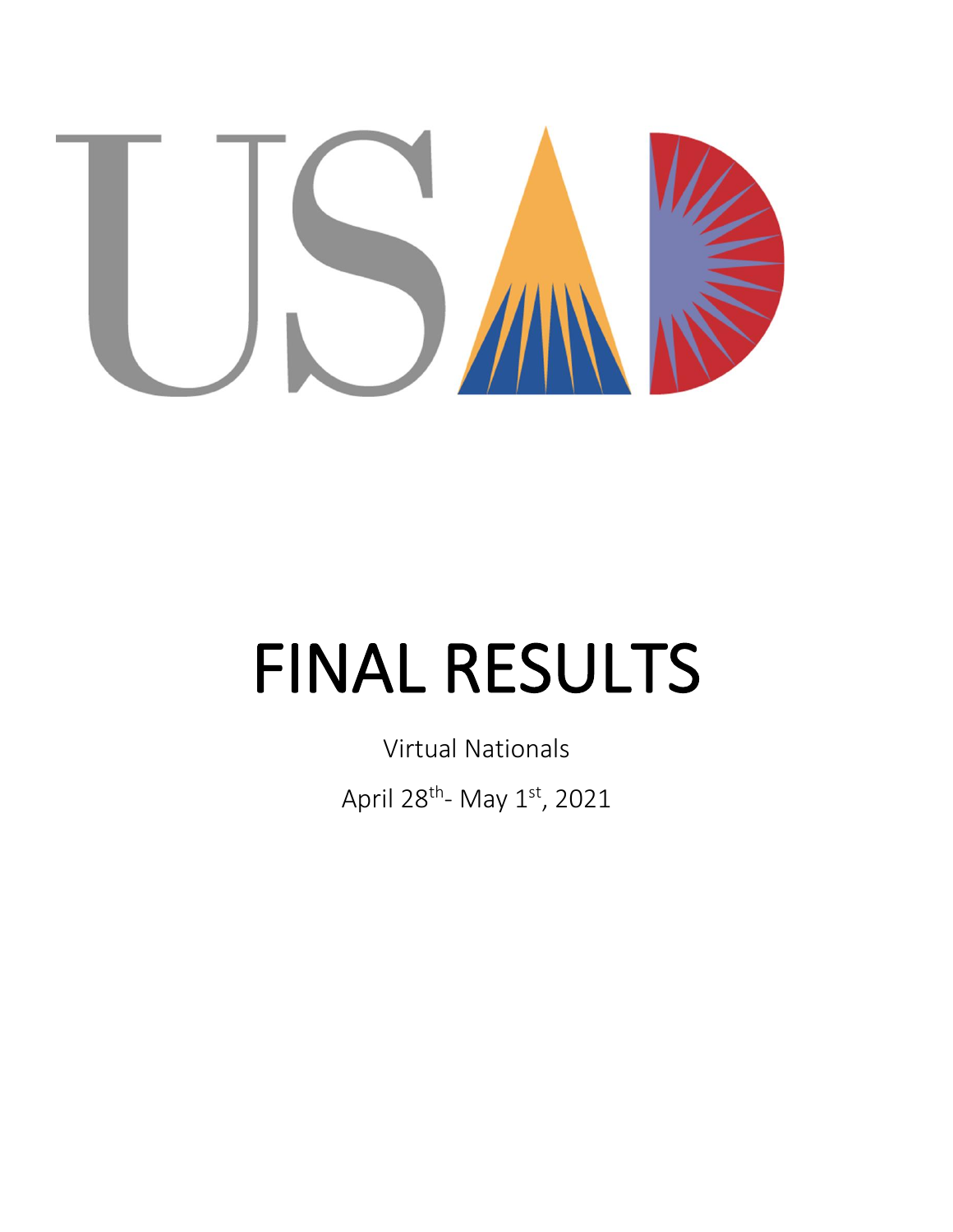USAD

# FINAL RESULTS

Virtual Nationals

April 28th- May 1st, 2021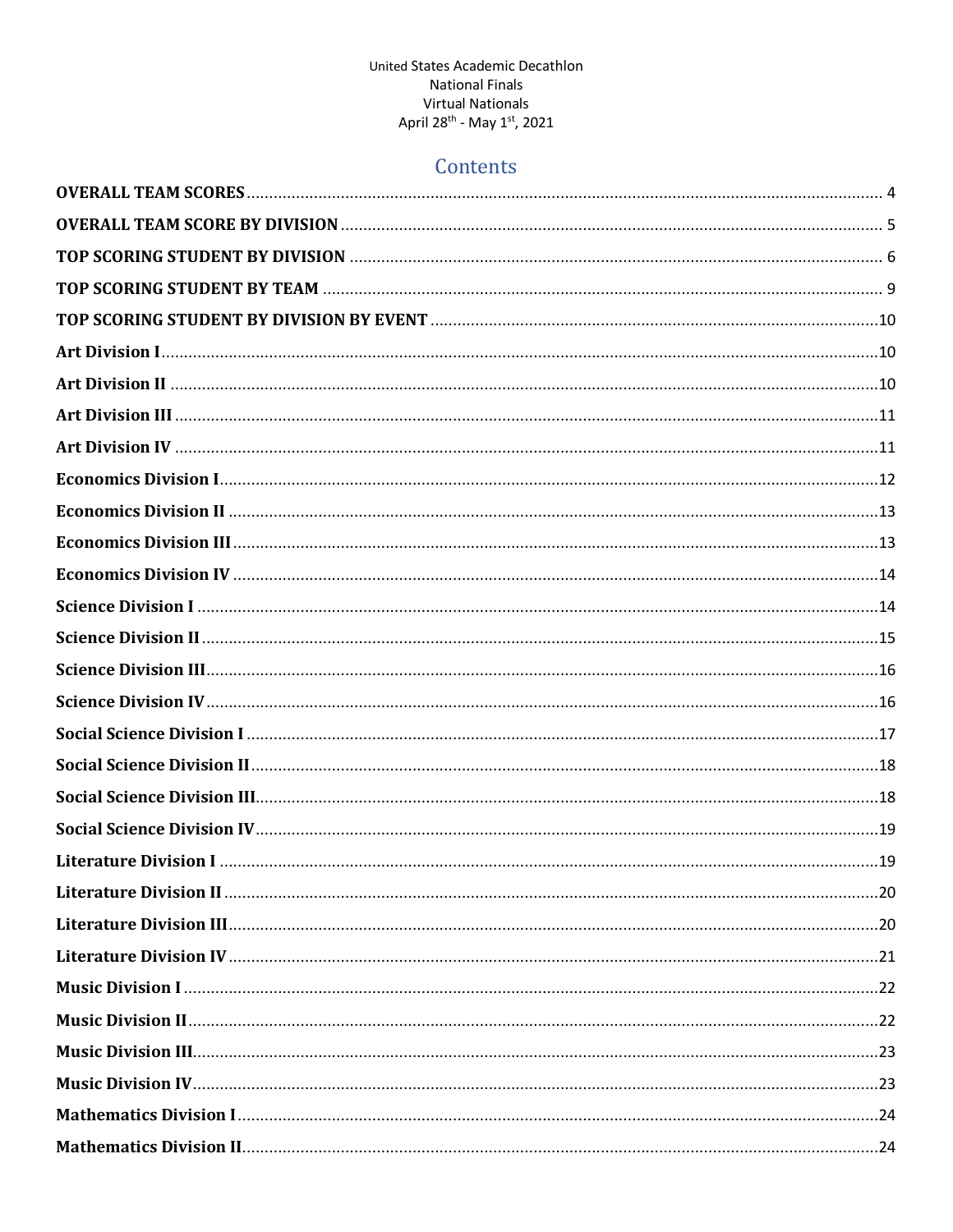United States Academic Decathlon
National Finals
Virtual Nationals
April 28th - May 1st, 2021

## Contents

**OVERALL TEAM SCORES** .......... 4
**OVERALL TEAM SCORE BY DIVISION** .......... 5
**TOP SCORING STUDENT BY DIVISION** .......... 6
**TOP SCORING STUDENT BY TEAM** .......... 9
**TOP SCORING STUDENT BY DIVISION BY EVENT** .......... 10
**Art Division I** .......... 10
**Art Division II** .......... 10
**Art Division III** .......... 11
**Art Division IV** .......... 11
**Economics Division I** .......... 12
**Economics Division II** .......... 13
**Economics Division III** .......... 13
**Economics Division IV** .......... 14
**Science Division I** .......... 14
**Science Division II** .......... 15
**Science Division III** .......... 16
**Science Division IV** .......... 16
**Social Science Division I** .......... 17
**Social Science Division II** .......... 18
**Social Science Division III** .......... 18
**Social Science Division IV** .......... 19
**Literature Division I** .......... 19
**Literature Division II** .......... 20
**Literature Division III** .......... 20
**Literature Division IV** .......... 21
**Music Division I** .......... 22
**Music Division II** .......... 22
**Music Division III** .......... 23
**Music Division IV** .......... 23
**Mathematics Division I** .......... 24
**Mathematics Division II** .......... 24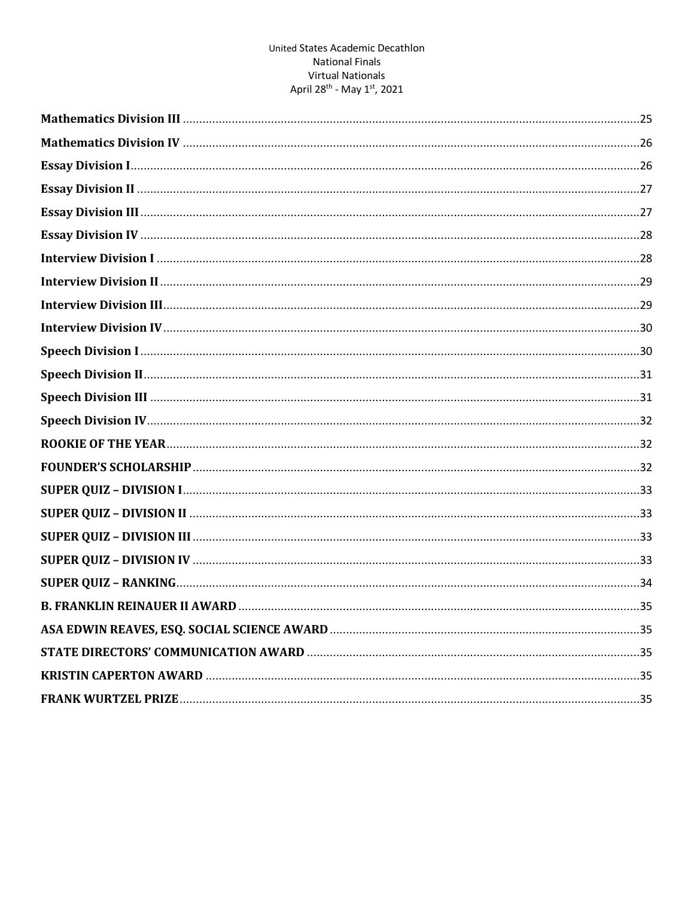**Mathematics Division III** .......... 25
**Mathematics Division IV** .......... 26
**Essay Division I** .......... 26
**Essay Division II** .......... 27
**Essay Division III** .......... 27
**Essay Division IV** .......... 28
**Interview Division I** .......... 28
**Interview Division II** .......... 29
**Interview Division III** .......... 29
**Interview Division IV** .......... 30
**Speech Division I** .......... 30
**Speech Division II** .......... 31
**Speech Division III** .......... 31
**Speech Division IV** .......... 32
**ROOKIE OF THE YEAR** .......... 32
**FOUNDER'S SCHOLARSHIP** .......... 32
**SUPER QUIZ – DIVISION I** .......... 33
**SUPER QUIZ – DIVISION II** .......... 33
**SUPER QUIZ – DIVISION III** .......... 33
**SUPER QUIZ – DIVISION IV** .......... 33
**SUPER QUIZ – RANKING** .......... 34
**B. FRANKLIN REINAUER II AWARD** .......... 35
**ASA EDWIN REAVES, ESQ. SOCIAL SCIENCE AWARD** .......... 35
**STATE DIRECTORS' COMMUNICATION AWARD** .......... 35
**KRISTIN CAPERTON AWARD** .......... 35
**FRANK WURTZEL PRIZE** .......... 35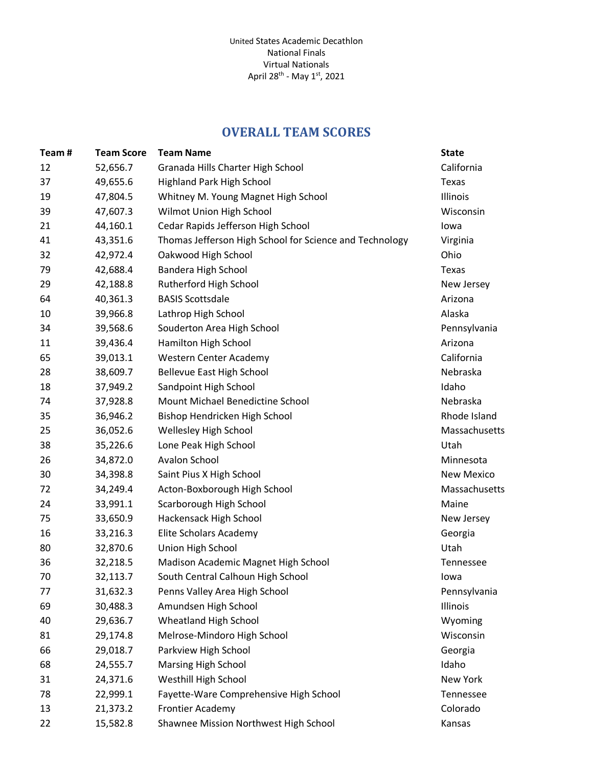United States Academic Decathlon
National Finals
Virtual Nationals
April 28th - May 1st, 2021

## OVERALL TEAM SCORES

| Team # | Team Score | Team Name | State |
|---|---|---|---|
| 12 | 52,656.7 | Granada Hills Charter High School | California |
| 37 | 49,655.6 | Highland Park High School | Texas |
| 19 | 47,804.5 | Whitney M. Young Magnet High School | Illinois |
| 39 | 47,607.3 | Wilmot Union High School | Wisconsin |
| 21 | 44,160.1 | Cedar Rapids Jefferson High School | Iowa |
| 41 | 43,351.6 | Thomas Jefferson High School for Science and Technology | Virginia |
| 32 | 42,972.4 | Oakwood High School | Ohio |
| 79 | 42,688.4 | Bandera High School | Texas |
| 29 | 42,188.8 | Rutherford High School | New Jersey |
| 64 | 40,361.3 | BASIS Scottsdale | Arizona |
| 10 | 39,966.8 | Lathrop High School | Alaska |
| 34 | 39,568.6 | Souderton Area High School | Pennsylvania |
| 11 | 39,436.4 | Hamilton High School | Arizona |
| 65 | 39,013.1 | Western Center Academy | California |
| 28 | 38,609.7 | Bellevue East High School | Nebraska |
| 18 | 37,949.2 | Sandpoint High School | Idaho |
| 74 | 37,928.8 | Mount Michael Benedictine School | Nebraska |
| 35 | 36,946.2 | Bishop Hendricken High School | Rhode Island |
| 25 | 36,052.6 | Wellesley High School | Massachusetts |
| 38 | 35,226.6 | Lone Peak High School | Utah |
| 26 | 34,872.0 | Avalon School | Minnesota |
| 30 | 34,398.8 | Saint Pius X High School | New Mexico |
| 72 | 34,249.4 | Acton-Boxborough High School | Massachusetts |
| 24 | 33,991.1 | Scarborough High School | Maine |
| 75 | 33,650.9 | Hackensack High School | New Jersey |
| 16 | 33,216.3 | Elite Scholars Academy | Georgia |
| 80 | 32,870.6 | Union High School | Utah |
| 36 | 32,218.5 | Madison Academic Magnet High School | Tennessee |
| 70 | 32,113.7 | South Central Calhoun High School | Iowa |
| 77 | 31,632.3 | Penns Valley Area High School | Pennsylvania |
| 69 | 30,488.3 | Amundsen High School | Illinois |
| 40 | 29,636.7 | Wheatland High School | Wyoming |
| 81 | 29,174.8 | Melrose-Mindoro High School | Wisconsin |
| 66 | 29,018.7 | Parkview High School | Georgia |
| 68 | 24,555.7 | Marsing High School | Idaho |
| 31 | 24,371.6 | Westhill High School | New York |
| 78 | 22,999.1 | Fayette-Ware Comprehensive High School | Tennessee |
| 13 | 21,373.2 | Frontier Academy | Colorado |
| 22 | 15,582.8 | Shawnee Mission Northwest High School | Kansas |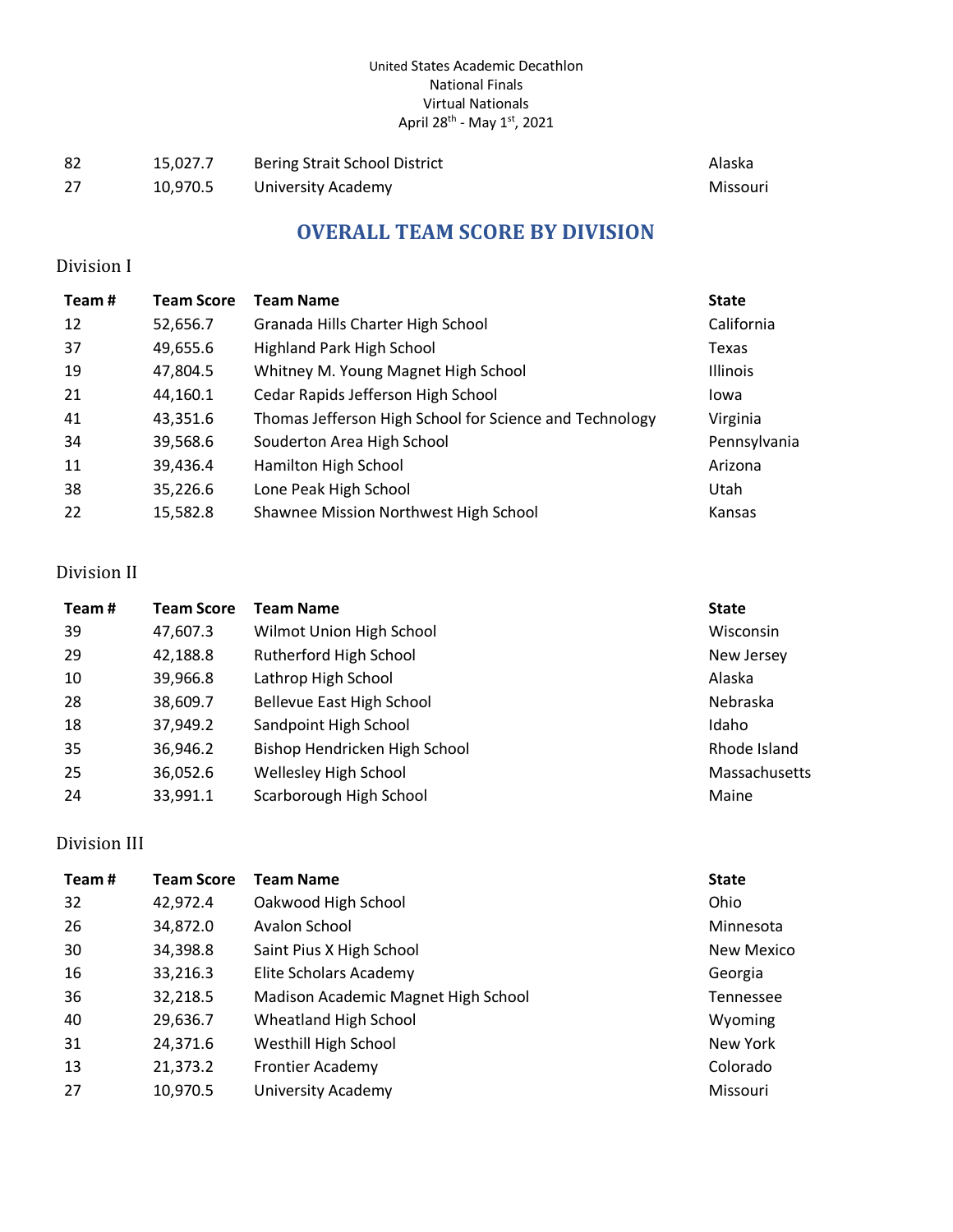| 82 | 15,027.7 | Bering Strait School District | Alaska |
|---|---|---|---|
| 27 | 10,970.5 | University Academy | Missouri |

## OVERALL TEAM SCORE BY DIVISION

### Division I

| Team # | Team Score | Team Name | State |
|---|---|---|---|
| 12 | 52,656.7 | Granada Hills Charter High School | California |
| 37 | 49,655.6 | Highland Park High School | Texas |
| 19 | 47,804.5 | Whitney M. Young Magnet High School | Illinois |
| 21 | 44,160.1 | Cedar Rapids Jefferson High School | Iowa |
| 41 | 43,351.6 | Thomas Jefferson High School for Science and Technology | Virginia |
| 34 | 39,568.6 | Souderton Area High School | Pennsylvania |
| 11 | 39,436.4 | Hamilton High School | Arizona |
| 38 | 35,226.6 | Lone Peak High School | Utah |
| 22 | 15,582.8 | Shawnee Mission Northwest High School | Kansas |

### Division II

| Team # | Team Score | Team Name | State |
|---|---|---|---|
| 39 | 47,607.3 | Wilmot Union High School | Wisconsin |
| 29 | 42,188.8 | Rutherford High School | New Jersey |
| 10 | 39,966.8 | Lathrop High School | Alaska |
| 28 | 38,609.7 | Bellevue East High School | Nebraska |
| 18 | 37,949.2 | Sandpoint High School | Idaho |
| 35 | 36,946.2 | Bishop Hendricken High School | Rhode Island |
| 25 | 36,052.6 | Wellesley High School | Massachusetts |
| 24 | 33,991.1 | Scarborough High School | Maine |

### Division III

| Team # | Team Score | Team Name | State |
|---|---|---|---|
| 32 | 42,972.4 | Oakwood High School | Ohio |
| 26 | 34,872.0 | Avalon School | Minnesota |
| 30 | 34,398.8 | Saint Pius X High School | New Mexico |
| 16 | 33,216.3 | Elite Scholars Academy | Georgia |
| 36 | 32,218.5 | Madison Academic Magnet High School | Tennessee |
| 40 | 29,636.7 | Wheatland High School | Wyoming |
| 31 | 24,371.6 | Westhill High School | New York |
| 13 | 21,373.2 | Frontier Academy | Colorado |
| 27 | 10,970.5 | University Academy | Missouri |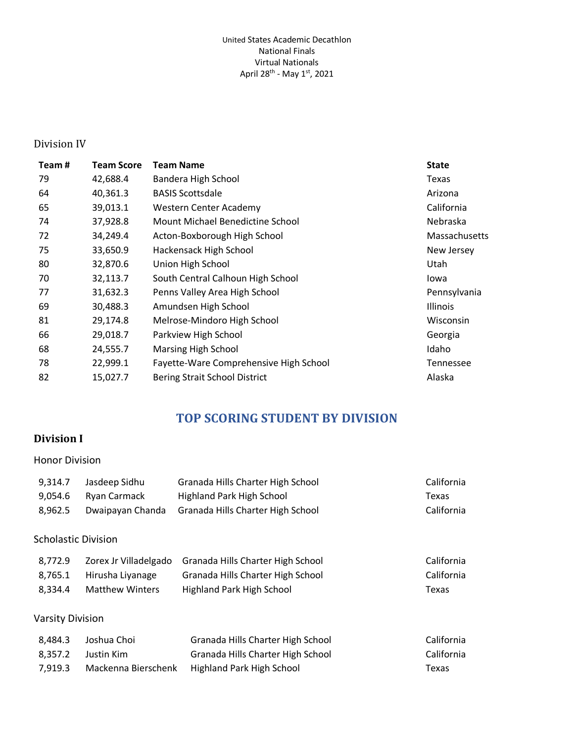United States Academic Decathlon
National Finals
Virtual Nationals
April 28th - May 1st, 2021

## Division IV

| Team # | Team Score | Team Name | State |
|---|---|---|---|
| 79 | 42,688.4 | Bandera High School | Texas |
| 64 | 40,361.3 | BASIS Scottsdale | Arizona |
| 65 | 39,013.1 | Western Center Academy | California |
| 74 | 37,928.8 | Mount Michael Benedictine School | Nebraska |
| 72 | 34,249.4 | Acton-Boxborough High School | Massachusetts |
| 75 | 33,650.9 | Hackensack High School | New Jersey |
| 80 | 32,870.6 | Union High School | Utah |
| 70 | 32,113.7 | South Central Calhoun High School | Iowa |
| 77 | 31,632.3 | Penns Valley Area High School | Pennsylvania |
| 69 | 30,488.3 | Amundsen High School | Illinois |
| 81 | 29,174.8 | Melrose-Mindoro High School | Wisconsin |
| 66 | 29,018.7 | Parkview High School | Georgia |
| 68 | 24,555.7 | Marsing High School | Idaho |
| 78 | 22,999.1 | Fayette-Ware Comprehensive High School | Tennessee |
| 82 | 15,027.7 | Bering Strait School District | Alaska |

# TOP SCORING STUDENT BY DIVISION

## Division I

### Honor Division

| | | | |
|---|---|---|---|
| 9,314.7 | Jasdeep Sidhu | Granada Hills Charter High School | California |
| 9,054.6 | Ryan Carmack | Highland Park High School | Texas |
| 8,962.5 | Dwaipayan Chanda | Granada Hills Charter High School | California |

### Scholastic Division

| | | | |
|---|---|---|---|
| 8,772.9 | Zorex Jr Villadelgado | Granada Hills Charter High School | California |
| 8,765.1 | Hirusha Liyanage | Granada Hills Charter High School | California |
| 8,334.4 | Matthew Winters | Highland Park High School | Texas |

### Varsity Division

| | | | |
|---|---|---|---|
| 8,484.3 | Joshua Choi | Granada Hills Charter High School | California |
| 8,357.2 | Justin Kim | Granada Hills Charter High School | California |
| 7,919.3 | Mackenna Bierschenk | Highland Park High School | Texas |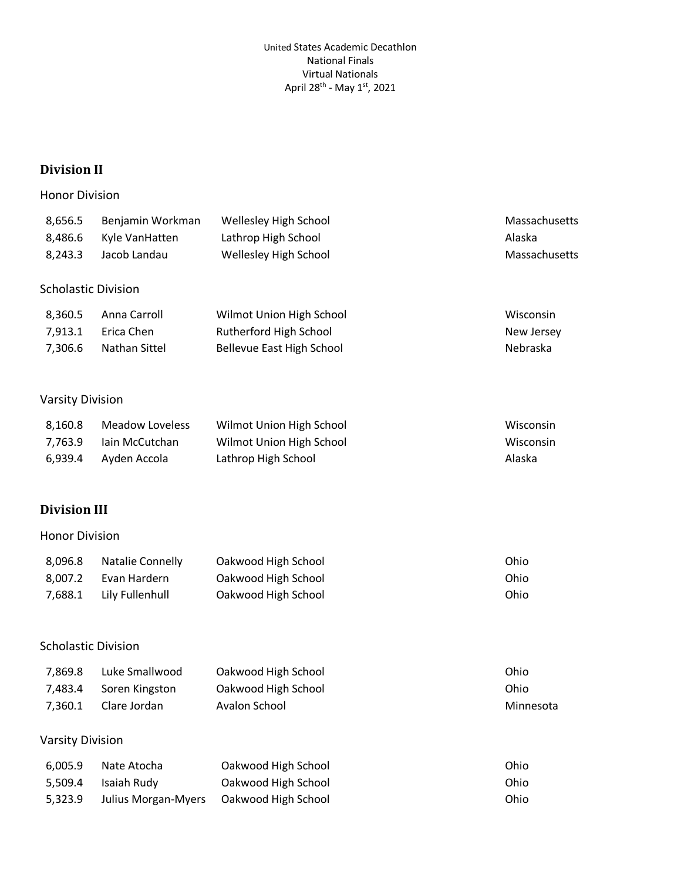United States Academic Decathlon
National Finals
Virtual Nationals
April 28th - May 1st, 2021

## Division II

### Honor Division

| | | | |
|---|---|---|---|
| 8,656.5 | Benjamin Workman | Wellesley High School | Massachusetts |
| 8,486.6 | Kyle VanHatten | Lathrop High School | Alaska |
| 8,243.3 | Jacob Landau | Wellesley High School | Massachusetts |

### Scholastic Division

| | | | |
|---|---|---|---|
| 8,360.5 | Anna Carroll | Wilmot Union High School | Wisconsin |
| 7,913.1 | Erica Chen | Rutherford High School | New Jersey |
| 7,306.6 | Nathan Sittel | Bellevue East High School | Nebraska |

### Varsity Division

| | | | |
|---|---|---|---|
| 8,160.8 | Meadow Loveless | Wilmot Union High School | Wisconsin |
| 7,763.9 | Iain McCutchan | Wilmot Union High School | Wisconsin |
| 6,939.4 | Ayden Accola | Lathrop High School | Alaska |

## Division III

### Honor Division

| | | | |
|---|---|---|---|
| 8,096.8 | Natalie Connelly | Oakwood High School | Ohio |
| 8,007.2 | Evan Hardern | Oakwood High School | Ohio |
| 7,688.1 | Lily Fullenhull | Oakwood High School | Ohio |

### Scholastic Division

| | | | |
|---|---|---|---|
| 7,869.8 | Luke Smallwood | Oakwood High School | Ohio |
| 7,483.4 | Soren Kingston | Oakwood High School | Ohio |
| 7,360.1 | Clare Jordan | Avalon School | Minnesota |

### Varsity Division

| | | | |
|---|---|---|---|
| 6,005.9 | Nate Atocha | Oakwood High School | Ohio |
| 5,509.4 | Isaiah Rudy | Oakwood High School | Ohio |
| 5,323.9 | Julius Morgan-Myers | Oakwood High School | Ohio |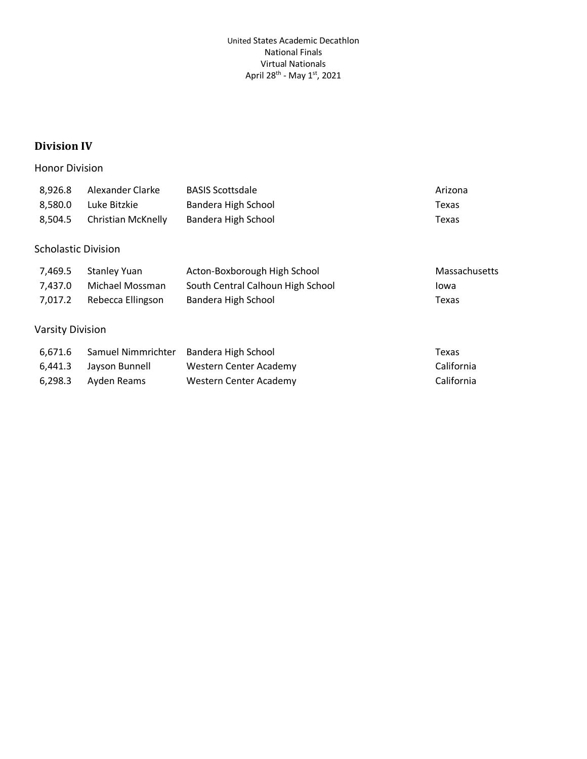United States Academic Decathlon
National Finals
Virtual Nationals
April 28th - May 1st, 2021

## Division IV

### Honor Division

| | | | |
|---|---|---|---|
| 8,926.8 | Alexander Clarke | BASIS Scottsdale | Arizona |
| 8,580.0 | Luke Bitzkie | Bandera High School | Texas |
| 8,504.5 | Christian McKnelly | Bandera High School | Texas |

### Scholastic Division

| | | | |
|---|---|---|---|
| 7,469.5 | Stanley Yuan | Acton-Boxborough High School | Massachusetts |
| 7,437.0 | Michael Mossman | South Central Calhoun High School | Iowa |
| 7,017.2 | Rebecca Ellingson | Bandera High School | Texas |

### Varsity Division

| | | | |
|---|---|---|---|
| 6,671.6 | Samuel Nimmrichter | Bandera High School | Texas |
| 6,441.3 | Jayson Bunnell | Western Center Academy | California |
| 6,298.3 | Ayden Reams | Western Center Academy | California |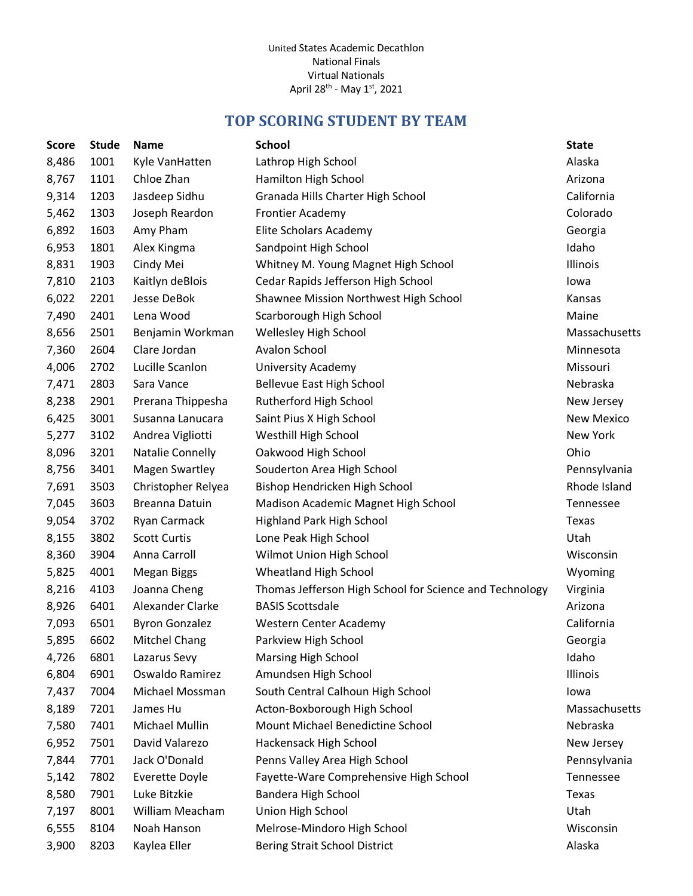United States Academic Decathlon
National Finals
Virtual Nationals
April 28th - May 1st, 2021

## TOP SCORING STUDENT BY TEAM

| Score | Stude | Name | School | State |
|---|---|---|---|---|
| 8,486 | 1001 | Kyle VanHatten | Lathrop High School | Alaska |
| 8,767 | 1101 | Chloe Zhan | Hamilton High School | Arizona |
| 9,314 | 1203 | Jasdeep Sidhu | Granada Hills Charter High School | California |
| 5,462 | 1303 | Joseph Reardon | Frontier Academy | Colorado |
| 6,892 | 1603 | Amy Pham | Elite Scholars Academy | Georgia |
| 6,953 | 1801 | Alex Kingma | Sandpoint High School | Idaho |
| 8,831 | 1903 | Cindy Mei | Whitney M. Young Magnet High School | Illinois |
| 7,810 | 2103 | Kaitlyn deBlois | Cedar Rapids Jefferson High School | Iowa |
| 6,022 | 2201 | Jesse DeBok | Shawnee Mission Northwest High School | Kansas |
| 7,490 | 2401 | Lena Wood | Scarborough High School | Maine |
| 8,656 | 2501 | Benjamin Workman | Wellesley High School | Massachusetts |
| 7,360 | 2604 | Clare Jordan | Avalon School | Minnesota |
| 4,006 | 2702 | Lucille Scanlon | University Academy | Missouri |
| 7,471 | 2803 | Sara Vance | Bellevue East High School | Nebraska |
| 8,238 | 2901 | Prerana Thippesha | Rutherford High School | New Jersey |
| 6,425 | 3001 | Susanna Lanucara | Saint Pius X High School | New Mexico |
| 5,277 | 3102 | Andrea Vigliotti | Westhill High School | New York |
| 8,096 | 3201 | Natalie Connelly | Oakwood High School | Ohio |
| 8,756 | 3401 | Magen Swartley | Souderton Area High School | Pennsylvania |
| 7,691 | 3503 | Christopher Relyea | Bishop Hendricken High School | Rhode Island |
| 7,045 | 3603 | Breanna Datuin | Madison Academic Magnet High School | Tennessee |
| 9,054 | 3702 | Ryan Carmack | Highland Park High School | Texas |
| 8,155 | 3802 | Scott Curtis | Lone Peak High School | Utah |
| 8,360 | 3904 | Anna Carroll | Wilmot Union High School | Wisconsin |
| 5,825 | 4001 | Megan Biggs | Wheatland High School | Wyoming |
| 8,216 | 4103 | Joanna Cheng | Thomas Jefferson High School for Science and Technology | Virginia |
| 8,926 | 6401 | Alexander Clarke | BASIS Scottsdale | Arizona |
| 7,093 | 6501 | Byron Gonzalez | Western Center Academy | California |
| 5,895 | 6602 | Mitchel Chang | Parkview High School | Georgia |
| 4,726 | 6801 | Lazarus Sevy | Marsing High School | Idaho |
| 6,804 | 6901 | Oswaldo Ramirez | Amundsen High School | Illinois |
| 7,437 | 7004 | Michael Mossman | South Central Calhoun High School | Iowa |
| 8,189 | 7201 | James Hu | Acton-Boxborough High School | Massachusetts |
| 7,580 | 7401 | Michael Mullin | Mount Michael Benedictine School | Nebraska |
| 6,952 | 7501 | David Valarezo | Hackensack High School | New Jersey |
| 7,844 | 7701 | Jack O'Donald | Penns Valley Area High School | Pennsylvania |
| 5,142 | 7802 | Everette Doyle | Fayette-Ware Comprehensive High School | Tennessee |
| 8,580 | 7901 | Luke Bitzkie | Bandera High School | Texas |
| 7,197 | 8001 | William Meacham | Union High School | Utah |
| 6,555 | 8104 | Noah Hanson | Melrose-Mindoro High School | Wisconsin |
| 3,900 | 8203 | Kaylea Eller | Bering Strait School District | Alaska |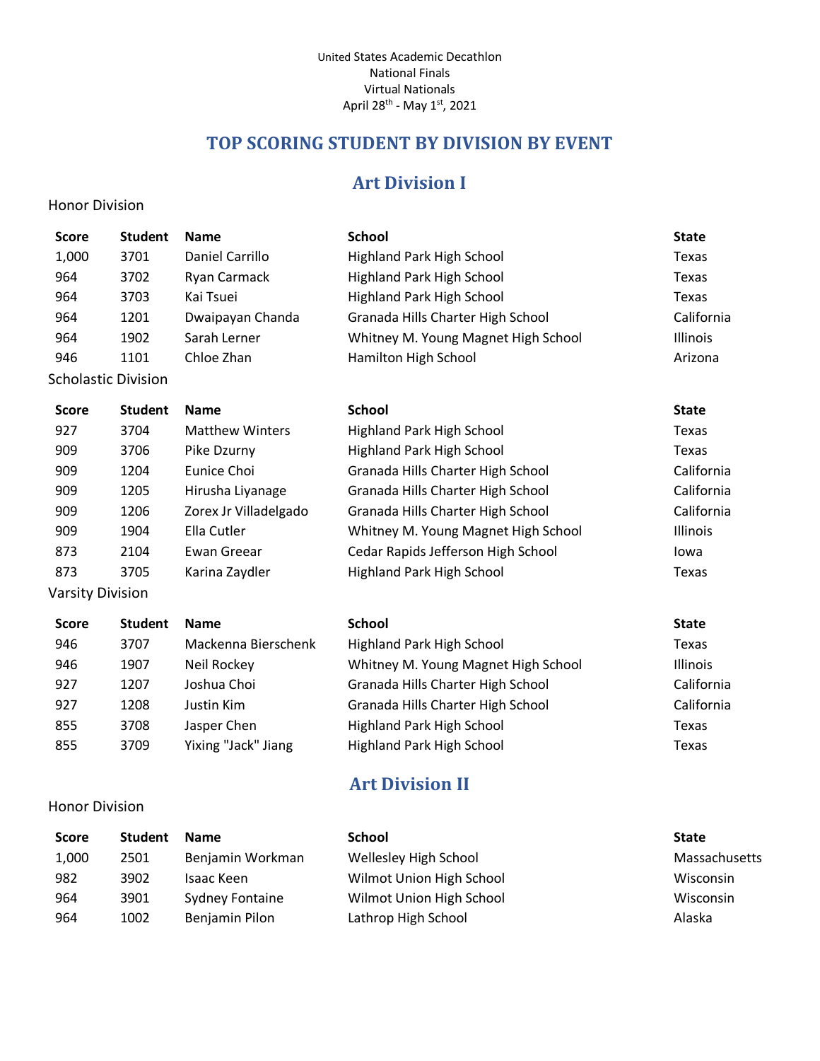United States Academic Decathlon
National Finals
Virtual Nationals
April 28th - May 1st, 2021

## TOP SCORING STUDENT BY DIVISION BY EVENT

### Art Division I

Honor Division

| Score | Student | Name | School | State |
|---|---|---|---|---|
| 1,000 | 3701 | Daniel Carrillo | Highland Park High School | Texas |
| 964 | 3702 | Ryan Carmack | Highland Park High School | Texas |
| 964 | 3703 | Kai Tsuei | Highland Park High School | Texas |
| 964 | 1201 | Dwaipayan Chanda | Granada Hills Charter High School | California |
| 964 | 1902 | Sarah Lerner | Whitney M. Young Magnet High School | Illinois |
| 946 | 1101 | Chloe Zhan | Hamilton High School | Arizona |

Scholastic Division

| Score | Student | Name | School | State |
|---|---|---|---|---|
| 927 | 3704 | Matthew Winters | Highland Park High School | Texas |
| 909 | 3706 | Pike Dzurny | Highland Park High School | Texas |
| 909 | 1204 | Eunice Choi | Granada Hills Charter High School | California |
| 909 | 1205 | Hirusha Liyanage | Granada Hills Charter High School | California |
| 909 | 1206 | Zorex Jr Villadelgado | Granada Hills Charter High School | California |
| 909 | 1904 | Ella Cutler | Whitney M. Young Magnet High School | Illinois |
| 873 | 2104 | Ewan Greear | Cedar Rapids Jefferson High School | Iowa |
| 873 | 3705 | Karina Zaydler | Highland Park High School | Texas |

Varsity Division

| Score | Student | Name | School | State |
|---|---|---|---|---|
| 946 | 3707 | Mackenna Bierschenk | Highland Park High School | Texas |
| 946 | 1907 | Neil Rockey | Whitney M. Young Magnet High School | Illinois |
| 927 | 1207 | Joshua Choi | Granada Hills Charter High School | California |
| 927 | 1208 | Justin Kim | Granada Hills Charter High School | California |
| 855 | 3708 | Jasper Chen | Highland Park High School | Texas |
| 855 | 3709 | Yixing "Jack" Jiang | Highland Park High School | Texas |

### Art Division II

Honor Division

| Score | Student | Name | School | State |
|---|---|---|---|---|
| 1,000 | 2501 | Benjamin Workman | Wellesley High School | Massachusetts |
| 982 | 3902 | Isaac Keen | Wilmot Union High School | Wisconsin |
| 964 | 3901 | Sydney Fontaine | Wilmot Union High School | Wisconsin |
| 964 | 1002 | Benjamin Pilon | Lathrop High School | Alaska |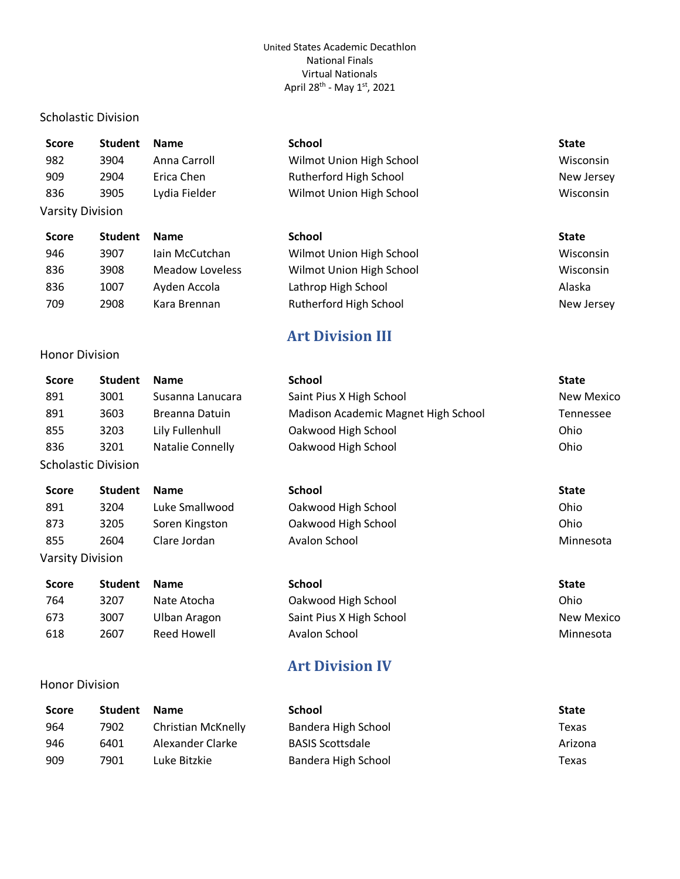United States Academic Decathlon
National Finals
Virtual Nationals
April 28th - May 1st, 2021

Scholastic Division

| Score | Student | Name | School | State |
|---|---|---|---|---|
| 982 | 3904 | Anna Carroll | Wilmot Union High School | Wisconsin |
| 909 | 2904 | Erica Chen | Rutherford High School | New Jersey |
| 836 | 3905 | Lydia Fielder | Wilmot Union High School | Wisconsin |

Varsity Division

| Score | Student | Name | School | State |
|---|---|---|---|---|
| 946 | 3907 | Iain McCutchan | Wilmot Union High School | Wisconsin |
| 836 | 3908 | Meadow Loveless | Wilmot Union High School | Wisconsin |
| 836 | 1007 | Ayden Accola | Lathrop High School | Alaska |
| 709 | 2908 | Kara Brennan | Rutherford High School | New Jersey |

## Art Division III

Honor Division

| Score | Student | Name | School | State |
|---|---|---|---|---|
| 891 | 3001 | Susanna Lanucara | Saint Pius X High School | New Mexico |
| 891 | 3603 | Breanna Datuin | Madison Academic Magnet High School | Tennessee |
| 855 | 3203 | Lily Fullenhull | Oakwood High School | Ohio |
| 836 | 3201 | Natalie Connelly | Oakwood High School | Ohio |

Scholastic Division

| Score | Student | Name | School | State |
|---|---|---|---|---|
| 891 | 3204 | Luke Smallwood | Oakwood High School | Ohio |
| 873 | 3205 | Soren Kingston | Oakwood High School | Ohio |
| 855 | 2604 | Clare Jordan | Avalon School | Minnesota |

Varsity Division

| Score | Student | Name | School | State |
|---|---|---|---|---|
| 764 | 3207 | Nate Atocha | Oakwood High School | Ohio |
| 673 | 3007 | Ulban Aragon | Saint Pius X High School | New Mexico |
| 618 | 2607 | Reed Howell | Avalon School | Minnesota |

## Art Division IV

Honor Division

| Score | Student | Name | School | State |
|---|---|---|---|---|
| 964 | 7902 | Christian McKnelly | Bandera High School | Texas |
| 946 | 6401 | Alexander Clarke | BASIS Scottsdale | Arizona |
| 909 | 7901 | Luke Bitzkie | Bandera High School | Texas |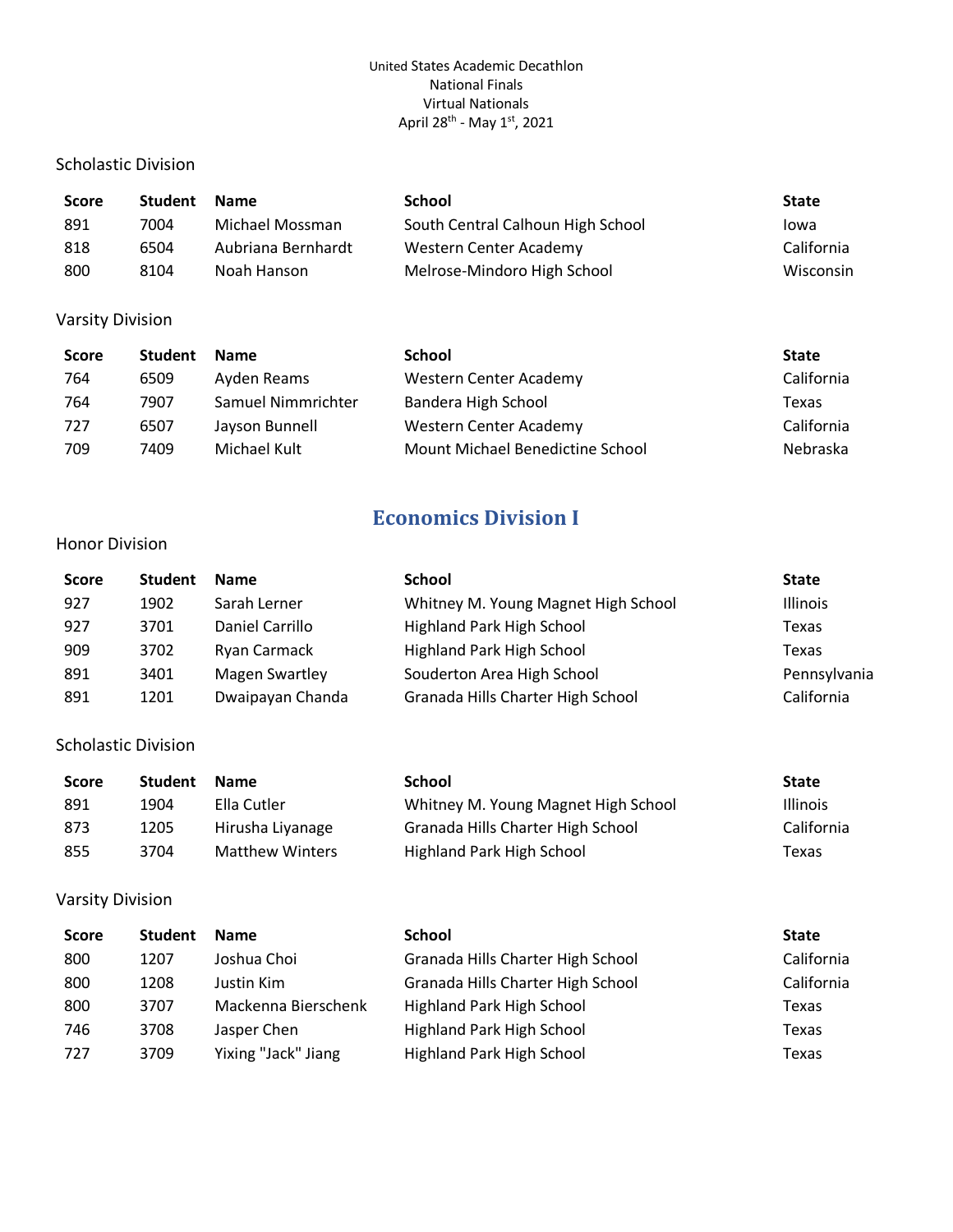United States Academic Decathlon
National Finals
Virtual Nationals
April 28th - May 1st, 2021

Scholastic Division

| Score | Student | Name | School | State |
|---|---|---|---|---|
| 891 | 7004 | Michael Mossman | South Central Calhoun High School | Iowa |
| 818 | 6504 | Aubriana Bernhardt | Western Center Academy | California |
| 800 | 8104 | Noah Hanson | Melrose-Mindoro High School | Wisconsin |

Varsity Division

| Score | Student | Name | School | State |
|---|---|---|---|---|
| 764 | 6509 | Ayden Reams | Western Center Academy | California |
| 764 | 7907 | Samuel Nimmrichter | Bandera High School | Texas |
| 727 | 6507 | Jayson Bunnell | Western Center Academy | California |
| 709 | 7409 | Michael Kult | Mount Michael Benedictine School | Nebraska |

## Economics Division I

Honor Division

| Score | Student | Name | School | State |
|---|---|---|---|---|
| 927 | 1902 | Sarah Lerner | Whitney M. Young Magnet High School | Illinois |
| 927 | 3701 | Daniel Carrillo | Highland Park High School | Texas |
| 909 | 3702 | Ryan Carmack | Highland Park High School | Texas |
| 891 | 3401 | Magen Swartley | Souderton Area High School | Pennsylvania |
| 891 | 1201 | Dwaipayan Chanda | Granada Hills Charter High School | California |

Scholastic Division

| Score | Student | Name | School | State |
|---|---|---|---|---|
| 891 | 1904 | Ella Cutler | Whitney M. Young Magnet High School | Illinois |
| 873 | 1205 | Hirusha Liyanage | Granada Hills Charter High School | California |
| 855 | 3704 | Matthew Winters | Highland Park High School | Texas |

Varsity Division

| Score | Student | Name | School | State |
|---|---|---|---|---|
| 800 | 1207 | Joshua Choi | Granada Hills Charter High School | California |
| 800 | 1208 | Justin Kim | Granada Hills Charter High School | California |
| 800 | 3707 | Mackenna Bierschenk | Highland Park High School | Texas |
| 746 | 3708 | Jasper Chen | Highland Park High School | Texas |
| 727 | 3709 | Yixing "Jack" Jiang | Highland Park High School | Texas |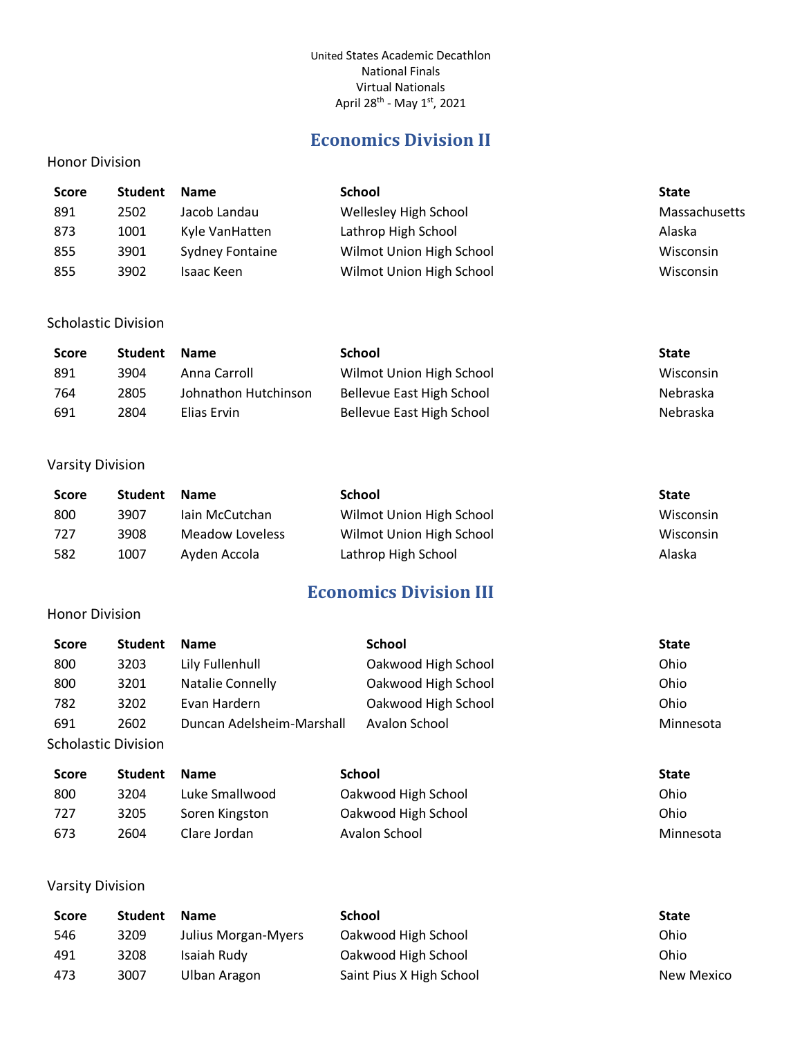United States Academic Decathlon
National Finals
Virtual Nationals
April 28th - May 1st, 2021

## Economics Division II

Honor Division

| Score | Student | Name | School | State |
|---|---|---|---|---|
| 891 | 2502 | Jacob Landau | Wellesley High School | Massachusetts |
| 873 | 1001 | Kyle VanHatten | Lathrop High School | Alaska |
| 855 | 3901 | Sydney Fontaine | Wilmot Union High School | Wisconsin |
| 855 | 3902 | Isaac Keen | Wilmot Union High School | Wisconsin |

Scholastic Division

| Score | Student | Name | School | State |
|---|---|---|---|---|
| 891 | 3904 | Anna Carroll | Wilmot Union High School | Wisconsin |
| 764 | 2805 | Johnathon Hutchinson | Bellevue East High School | Nebraska |
| 691 | 2804 | Elias Ervin | Bellevue East High School | Nebraska |

Varsity Division

| Score | Student | Name | School | State |
|---|---|---|---|---|
| 800 | 3907 | Iain McCutchan | Wilmot Union High School | Wisconsin |
| 727 | 3908 | Meadow Loveless | Wilmot Union High School | Wisconsin |
| 582 | 1007 | Ayden Accola | Lathrop High School | Alaska |

## Economics Division III

Honor Division

| Score | Student | Name | School | State |
|---|---|---|---|---|
| 800 | 3203 | Lily Fullenhull | Oakwood High School | Ohio |
| 800 | 3201 | Natalie Connelly | Oakwood High School | Ohio |
| 782 | 3202 | Evan Hardern | Oakwood High School | Ohio |
| 691 | 2602 | Duncan Adelsheim-Marshall | Avalon School | Minnesota |

Scholastic Division

| Score | Student | Name | School | State |
|---|---|---|---|---|
| 800 | 3204 | Luke Smallwood | Oakwood High School | Ohio |
| 727 | 3205 | Soren Kingston | Oakwood High School | Ohio |
| 673 | 2604 | Clare Jordan | Avalon School | Minnesota |

Varsity Division

| Score | Student | Name | School | State |
|---|---|---|---|---|
| 546 | 3209 | Julius Morgan-Myers | Oakwood High School | Ohio |
| 491 | 3208 | Isaiah Rudy | Oakwood High School | Ohio |
| 473 | 3007 | Ulban Aragon | Saint Pius X High School | New Mexico |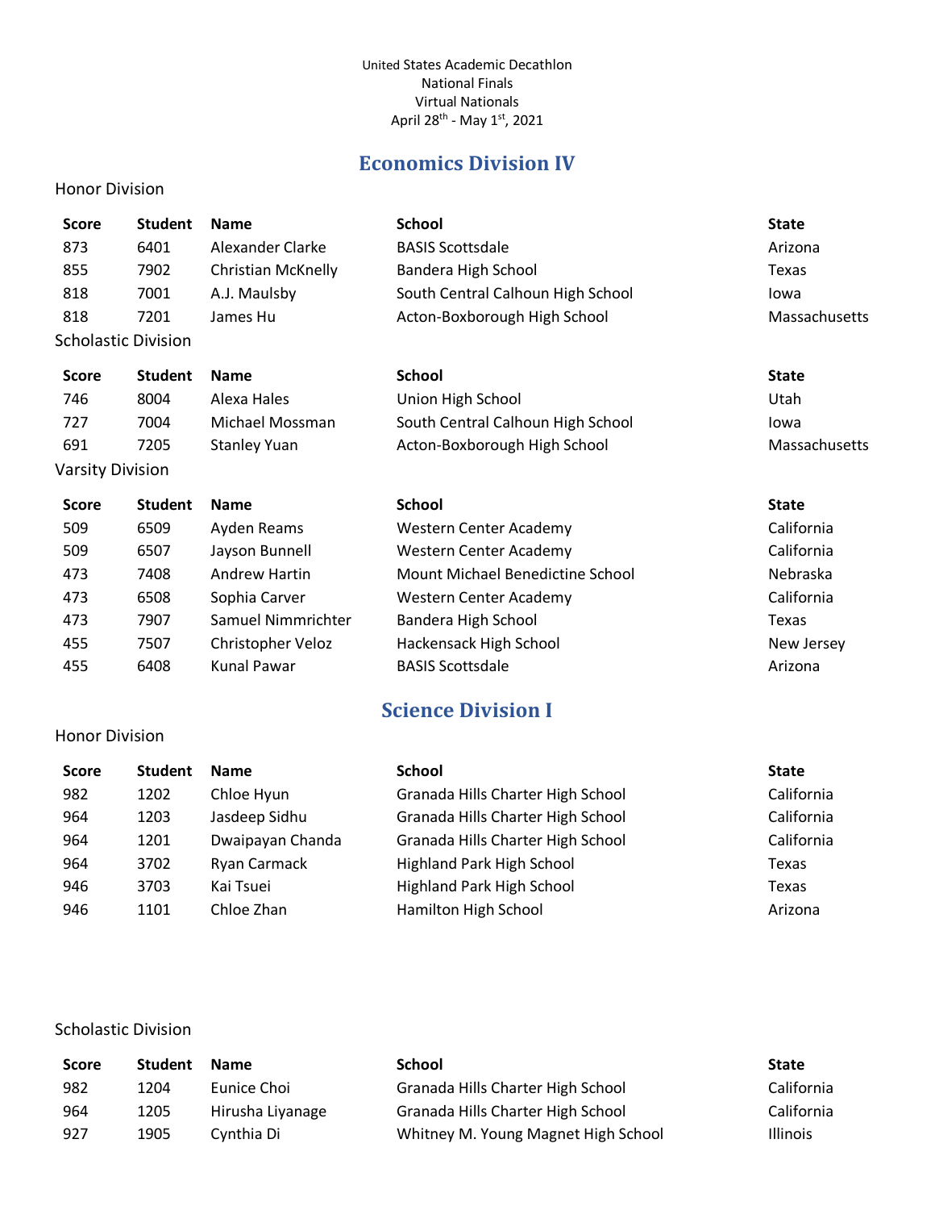United States Academic Decathlon
National Finals
Virtual Nationals
April 28th - May 1st, 2021

## Economics Division IV

Honor Division

| Score | Student | Name | School | State |
|---|---|---|---|---|
| 873 | 6401 | Alexander Clarke | BASIS Scottsdale | Arizona |
| 855 | 7902 | Christian McKnelly | Bandera High School | Texas |
| 818 | 7001 | A.J. Maulsby | South Central Calhoun High School | Iowa |
| 818 | 7201 | James Hu | Acton-Boxborough High School | Massachusetts |

Scholastic Division

| Score | Student | Name | School | State |
|---|---|---|---|---|
| 746 | 8004 | Alexa Hales | Union High School | Utah |
| 727 | 7004 | Michael Mossman | South Central Calhoun High School | Iowa |
| 691 | 7205 | Stanley Yuan | Acton-Boxborough High School | Massachusetts |

Varsity Division

| Score | Student | Name | School | State |
|---|---|---|---|---|
| 509 | 6509 | Ayden Reams | Western Center Academy | California |
| 509 | 6507 | Jayson Bunnell | Western Center Academy | California |
| 473 | 7408 | Andrew Hartin | Mount Michael Benedictine School | Nebraska |
| 473 | 6508 | Sophia Carver | Western Center Academy | California |
| 473 | 7907 | Samuel Nimmrichter | Bandera High School | Texas |
| 455 | 7507 | Christopher Veloz | Hackensack High School | New Jersey |
| 455 | 6408 | Kunal Pawar | BASIS Scottsdale | Arizona |

## Science Division I

Honor Division

| Score | Student | Name | School | State |
|---|---|---|---|---|
| 982 | 1202 | Chloe Hyun | Granada Hills Charter High School | California |
| 964 | 1203 | Jasdeep Sidhu | Granada Hills Charter High School | California |
| 964 | 1201 | Dwaipayan Chanda | Granada Hills Charter High School | California |
| 964 | 3702 | Ryan Carmack | Highland Park High School | Texas |
| 946 | 3703 | Kai Tsuei | Highland Park High School | Texas |
| 946 | 1101 | Chloe Zhan | Hamilton High School | Arizona |

Scholastic Division

| Score | Student | Name | School | State |
|---|---|---|---|---|
| 982 | 1204 | Eunice Choi | Granada Hills Charter High School | California |
| 964 | 1205 | Hirusha Liyanage | Granada Hills Charter High School | California |
| 927 | 1905 | Cynthia Di | Whitney M. Young Magnet High School | Illinois |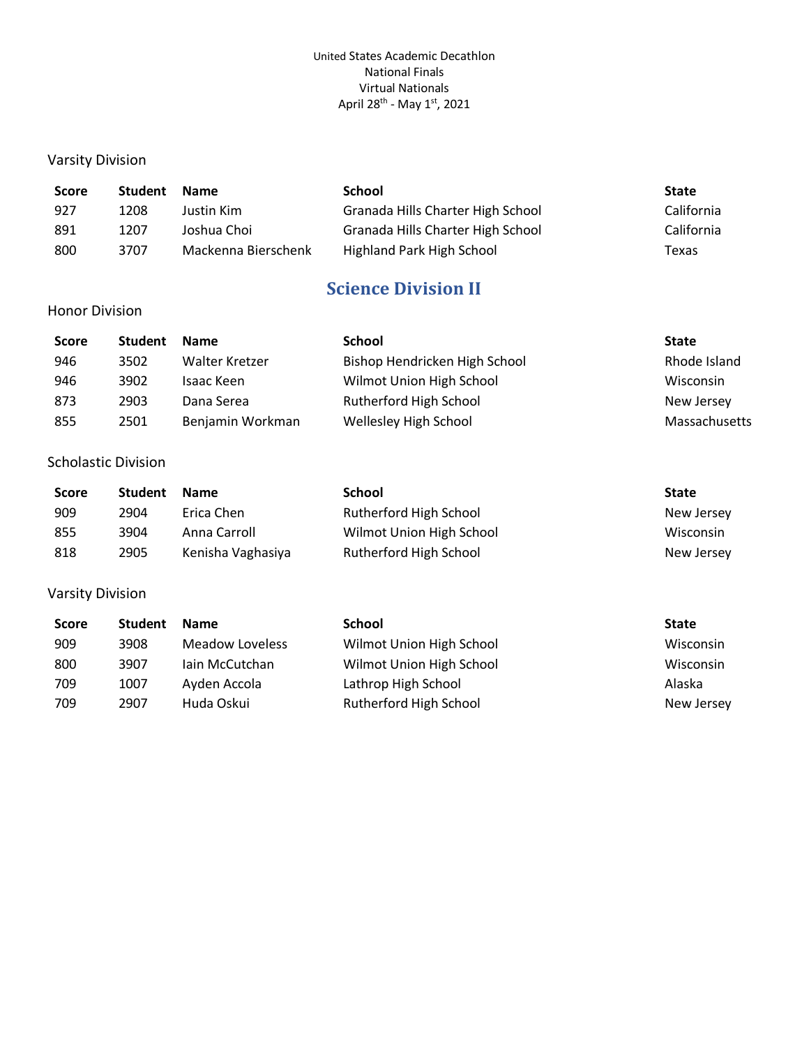United States Academic Decathlon
National Finals
Virtual Nationals
April 28th - May 1st, 2021

Varsity Division

| Score | Student | Name | School | State |
|---|---|---|---|---|
| 927 | 1208 | Justin Kim | Granada Hills Charter High School | California |
| 891 | 1207 | Joshua Choi | Granada Hills Charter High School | California |
| 800 | 3707 | Mackenna Bierschenk | Highland Park High School | Texas |

## Science Division II

Honor Division

| Score | Student | Name | School | State |
|---|---|---|---|---|
| 946 | 3502 | Walter Kretzer | Bishop Hendricken High School | Rhode Island |
| 946 | 3902 | Isaac Keen | Wilmot Union High School | Wisconsin |
| 873 | 2903 | Dana Serea | Rutherford High School | New Jersey |
| 855 | 2501 | Benjamin Workman | Wellesley High School | Massachusetts |

Scholastic Division

| Score | Student | Name | School | State |
|---|---|---|---|---|
| 909 | 2904 | Erica Chen | Rutherford High School | New Jersey |
| 855 | 3904 | Anna Carroll | Wilmot Union High School | Wisconsin |
| 818 | 2905 | Kenisha Vaghasiya | Rutherford High School | New Jersey |

Varsity Division

| Score | Student | Name | School | State |
|---|---|---|---|---|
| 909 | 3908 | Meadow Loveless | Wilmot Union High School | Wisconsin |
| 800 | 3907 | Iain McCutchan | Wilmot Union High School | Wisconsin |
| 709 | 1007 | Ayden Accola | Lathrop High School | Alaska |
| 709 | 2907 | Huda Oskui | Rutherford High School | New Jersey |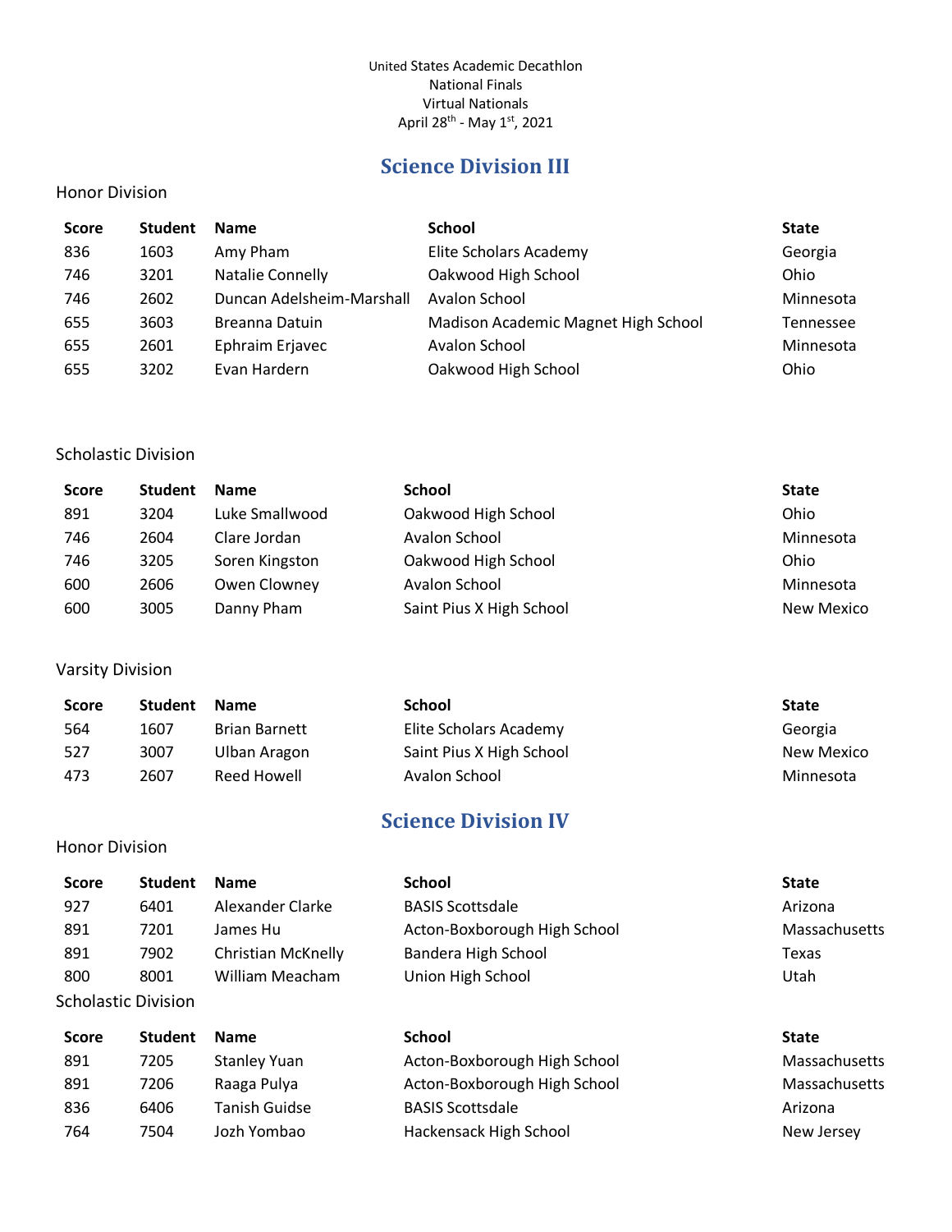United States Academic Decathlon
National Finals
Virtual Nationals
April 28th - May 1st, 2021

## Science Division III

Honor Division

| Score | Student | Name | School | State |
|---|---|---|---|---|
| 836 | 1603 | Amy Pham | Elite Scholars Academy | Georgia |
| 746 | 3201 | Natalie Connelly | Oakwood High School | Ohio |
| 746 | 2602 | Duncan Adelsheim-Marshall | Avalon School | Minnesota |
| 655 | 3603 | Breanna Datuin | Madison Academic Magnet High School | Tennessee |
| 655 | 2601 | Ephraim Erjavec | Avalon School | Minnesota |
| 655 | 3202 | Evan Hardern | Oakwood High School | Ohio |

Scholastic Division

| Score | Student | Name | School | State |
|---|---|---|---|---|
| 891 | 3204 | Luke Smallwood | Oakwood High School | Ohio |
| 746 | 2604 | Clare Jordan | Avalon School | Minnesota |
| 746 | 3205 | Soren Kingston | Oakwood High School | Ohio |
| 600 | 2606 | Owen Clowney | Avalon School | Minnesota |
| 600 | 3005 | Danny Pham | Saint Pius X High School | New Mexico |

Varsity Division

| Score | Student | Name | School | State |
|---|---|---|---|---|
| 564 | 1607 | Brian Barnett | Elite Scholars Academy | Georgia |
| 527 | 3007 | Ulban Aragon | Saint Pius X High School | New Mexico |
| 473 | 2607 | Reed Howell | Avalon School | Minnesota |

## Science Division IV

Honor Division

| Score | Student | Name | School | State |
|---|---|---|---|---|
| 927 | 6401 | Alexander Clarke | BASIS Scottsdale | Arizona |
| 891 | 7201 | James Hu | Acton-Boxborough High School | Massachusetts |
| 891 | 7902 | Christian McKnelly | Bandera High School | Texas |
| 800 | 8001 | William Meacham | Union High School | Utah |

Scholastic Division

| Score | Student | Name | School | State |
|---|---|---|---|---|
| 891 | 7205 | Stanley Yuan | Acton-Boxborough High School | Massachusetts |
| 891 | 7206 | Raaga Pulya | Acton-Boxborough High School | Massachusetts |
| 836 | 6406 | Tanish Guidse | BASIS Scottsdale | Arizona |
| 764 | 7504 | Jozh Yombao | Hackensack High School | New Jersey |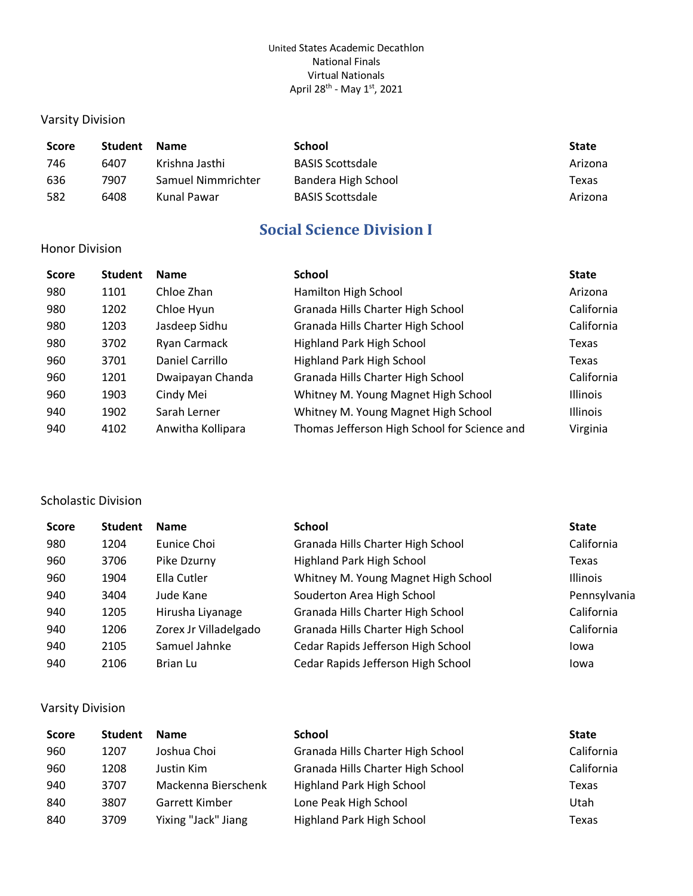United States Academic Decathlon
National Finals
Virtual Nationals
April 28th - May 1st, 2021

Varsity Division

| Score | Student | Name | School | State |
|---|---|---|---|---|
| 746 | 6407 | Krishna Jasthi | BASIS Scottsdale | Arizona |
| 636 | 7907 | Samuel Nimmrichter | Bandera High School | Texas |
| 582 | 6408 | Kunal Pawar | BASIS Scottsdale | Arizona |

## Social Science Division I

Honor Division

| Score | Student | Name | School | State |
|---|---|---|---|---|
| 980 | 1101 | Chloe Zhan | Hamilton High School | Arizona |
| 980 | 1202 | Chloe Hyun | Granada Hills Charter High School | California |
| 980 | 1203 | Jasdeep Sidhu | Granada Hills Charter High School | California |
| 980 | 3702 | Ryan Carmack | Highland Park High School | Texas |
| 960 | 3701 | Daniel Carrillo | Highland Park High School | Texas |
| 960 | 1201 | Dwaipayan Chanda | Granada Hills Charter High School | California |
| 960 | 1903 | Cindy Mei | Whitney M. Young Magnet High School | Illinois |
| 940 | 1902 | Sarah Lerner | Whitney M. Young Magnet High School | Illinois |
| 940 | 4102 | Anwitha Kollipara | Thomas Jefferson High School for Science and | Virginia |

Scholastic Division

| Score | Student | Name | School | State |
|---|---|---|---|---|
| 980 | 1204 | Eunice Choi | Granada Hills Charter High School | California |
| 960 | 3706 | Pike Dzurny | Highland Park High School | Texas |
| 960 | 1904 | Ella Cutler | Whitney M. Young Magnet High School | Illinois |
| 940 | 3404 | Jude Kane | Souderton Area High School | Pennsylvania |
| 940 | 1205 | Hirusha Liyanage | Granada Hills Charter High School | California |
| 940 | 1206 | Zorex Jr Villadelgado | Granada Hills Charter High School | California |
| 940 | 2105 | Samuel Jahnke | Cedar Rapids Jefferson High School | Iowa |
| 940 | 2106 | Brian Lu | Cedar Rapids Jefferson High School | Iowa |

Varsity Division

| Score | Student | Name | School | State |
|---|---|---|---|---|
| 960 | 1207 | Joshua Choi | Granada Hills Charter High School | California |
| 960 | 1208 | Justin Kim | Granada Hills Charter High School | California |
| 940 | 3707 | Mackenna Bierschenk | Highland Park High School | Texas |
| 840 | 3807 | Garrett Kimber | Lone Peak High School | Utah |
| 840 | 3709 | Yixing "Jack" Jiang | Highland Park High School | Texas |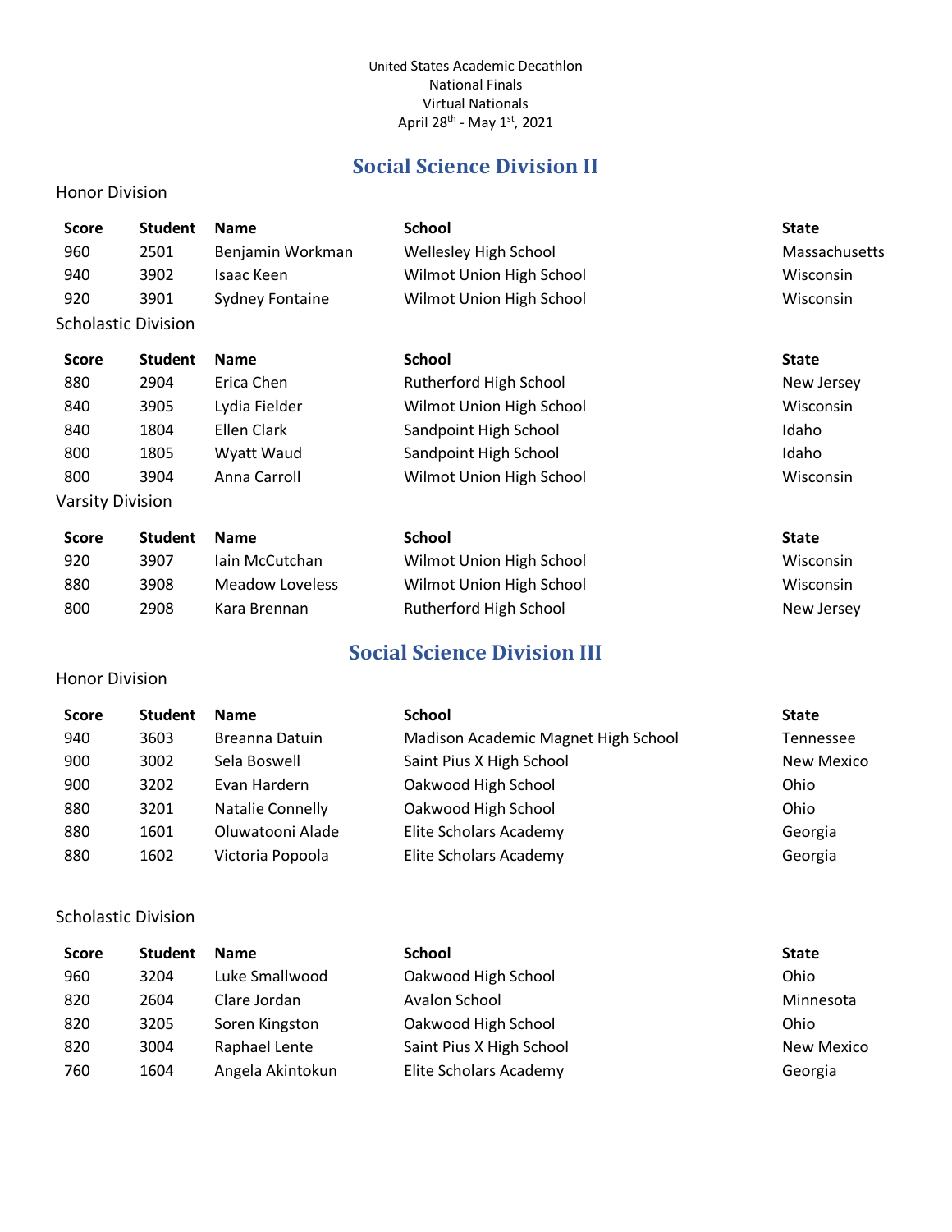United States Academic Decathlon
National Finals
Virtual Nationals
April 28th - May 1st, 2021

## Social Science Division II

Honor Division

| Score | Student | Name | School | State |
|---|---|---|---|---|
| 960 | 2501 | Benjamin Workman | Wellesley High School | Massachusetts |
| 940 | 3902 | Isaac Keen | Wilmot Union High School | Wisconsin |
| 920 | 3901 | Sydney Fontaine | Wilmot Union High School | Wisconsin |

Scholastic Division

| Score | Student | Name | School | State |
|---|---|---|---|---|
| 880 | 2904 | Erica Chen | Rutherford High School | New Jersey |
| 840 | 3905 | Lydia Fielder | Wilmot Union High School | Wisconsin |
| 840 | 1804 | Ellen Clark | Sandpoint High School | Idaho |
| 800 | 1805 | Wyatt Waud | Sandpoint High School | Idaho |
| 800 | 3904 | Anna Carroll | Wilmot Union High School | Wisconsin |

Varsity Division

| Score | Student | Name | School | State |
|---|---|---|---|---|
| 920 | 3907 | Iain McCutchan | Wilmot Union High School | Wisconsin |
| 880 | 3908 | Meadow Loveless | Wilmot Union High School | Wisconsin |
| 800 | 2908 | Kara Brennan | Rutherford High School | New Jersey |

## Social Science Division III

Honor Division

| Score | Student | Name | School | State |
|---|---|---|---|---|
| 940 | 3603 | Breanna Datuin | Madison Academic Magnet High School | Tennessee |
| 900 | 3002 | Sela Boswell | Saint Pius X High School | New Mexico |
| 900 | 3202 | Evan Hardern | Oakwood High School | Ohio |
| 880 | 3201 | Natalie Connelly | Oakwood High School | Ohio |
| 880 | 1601 | Oluwatooni Alade | Elite Scholars Academy | Georgia |
| 880 | 1602 | Victoria Popoola | Elite Scholars Academy | Georgia |

Scholastic Division

| Score | Student | Name | School | State |
|---|---|---|---|---|
| 960 | 3204 | Luke Smallwood | Oakwood High School | Ohio |
| 820 | 2604 | Clare Jordan | Avalon School | Minnesota |
| 820 | 3205 | Soren Kingston | Oakwood High School | Ohio |
| 820 | 3004 | Raphael Lente | Saint Pius X High School | New Mexico |
| 760 | 1604 | Angela Akintokun | Elite Scholars Academy | Georgia |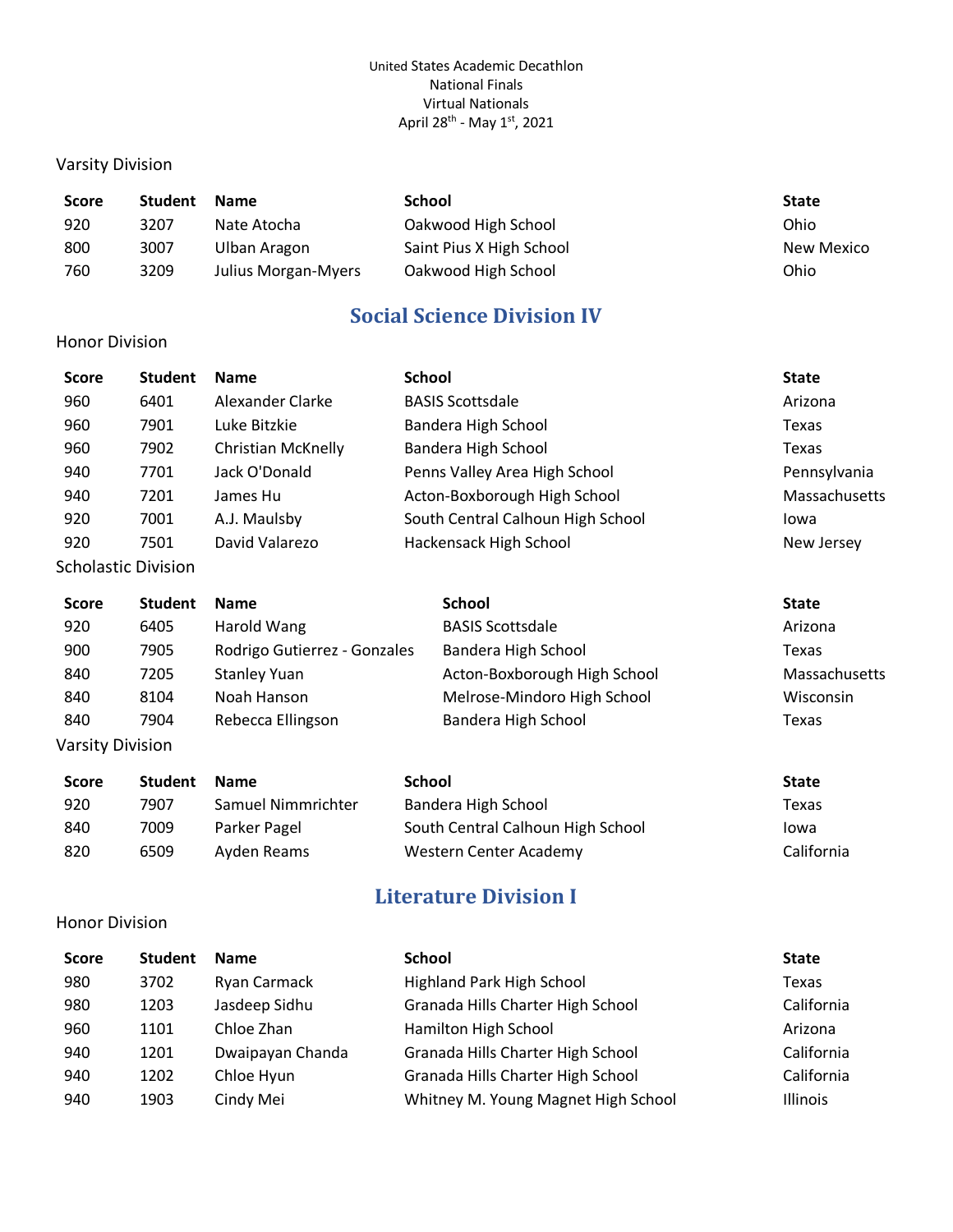United States Academic Decathlon
National Finals
Virtual Nationals
April 28th - May 1st, 2021

Varsity Division

| Score | Student | Name | School | State |
|---|---|---|---|---|
| 920 | 3207 | Nate Atocha | Oakwood High School | Ohio |
| 800 | 3007 | Ulban Aragon | Saint Pius X High School | New Mexico |
| 760 | 3209 | Julius Morgan-Myers | Oakwood High School | Ohio |

## Social Science Division IV

Honor Division

| Score | Student | Name | School | State |
|---|---|---|---|---|
| 960 | 6401 | Alexander Clarke | BASIS Scottsdale | Arizona |
| 960 | 7901 | Luke Bitzkie | Bandera High School | Texas |
| 960 | 7902 | Christian McKnelly | Bandera High School | Texas |
| 940 | 7701 | Jack O'Donald | Penns Valley Area High School | Pennsylvania |
| 940 | 7201 | James Hu | Acton-Boxborough High School | Massachusetts |
| 920 | 7001 | A.J. Maulsby | South Central Calhoun High School | Iowa |
| 920 | 7501 | David Valarezo | Hackensack High School | New Jersey |

Scholastic Division

| Score | Student | Name | School | State |
|---|---|---|---|---|
| 920 | 6405 | Harold Wang | BASIS Scottsdale | Arizona |
| 900 | 7905 | Rodrigo Gutierrez - Gonzales | Bandera High School | Texas |
| 840 | 7205 | Stanley Yuan | Acton-Boxborough High School | Massachusetts |
| 840 | 8104 | Noah Hanson | Melrose-Mindoro High School | Wisconsin |
| 840 | 7904 | Rebecca Ellingson | Bandera High School | Texas |

Varsity Division

| Score | Student | Name | School | State |
|---|---|---|---|---|
| 920 | 7907 | Samuel Nimmrichter | Bandera High School | Texas |
| 840 | 7009 | Parker Pagel | South Central Calhoun High School | Iowa |
| 820 | 6509 | Ayden Reams | Western Center Academy | California |

## Literature Division I

Honor Division

| Score | Student | Name | School | State |
|---|---|---|---|---|
| 980 | 3702 | Ryan Carmack | Highland Park High School | Texas |
| 980 | 1203 | Jasdeep Sidhu | Granada Hills Charter High School | California |
| 960 | 1101 | Chloe Zhan | Hamilton High School | Arizona |
| 940 | 1201 | Dwaipayan Chanda | Granada Hills Charter High School | California |
| 940 | 1202 | Chloe Hyun | Granada Hills Charter High School | California |
| 940 | 1903 | Cindy Mei | Whitney M. Young Magnet High School | Illinois |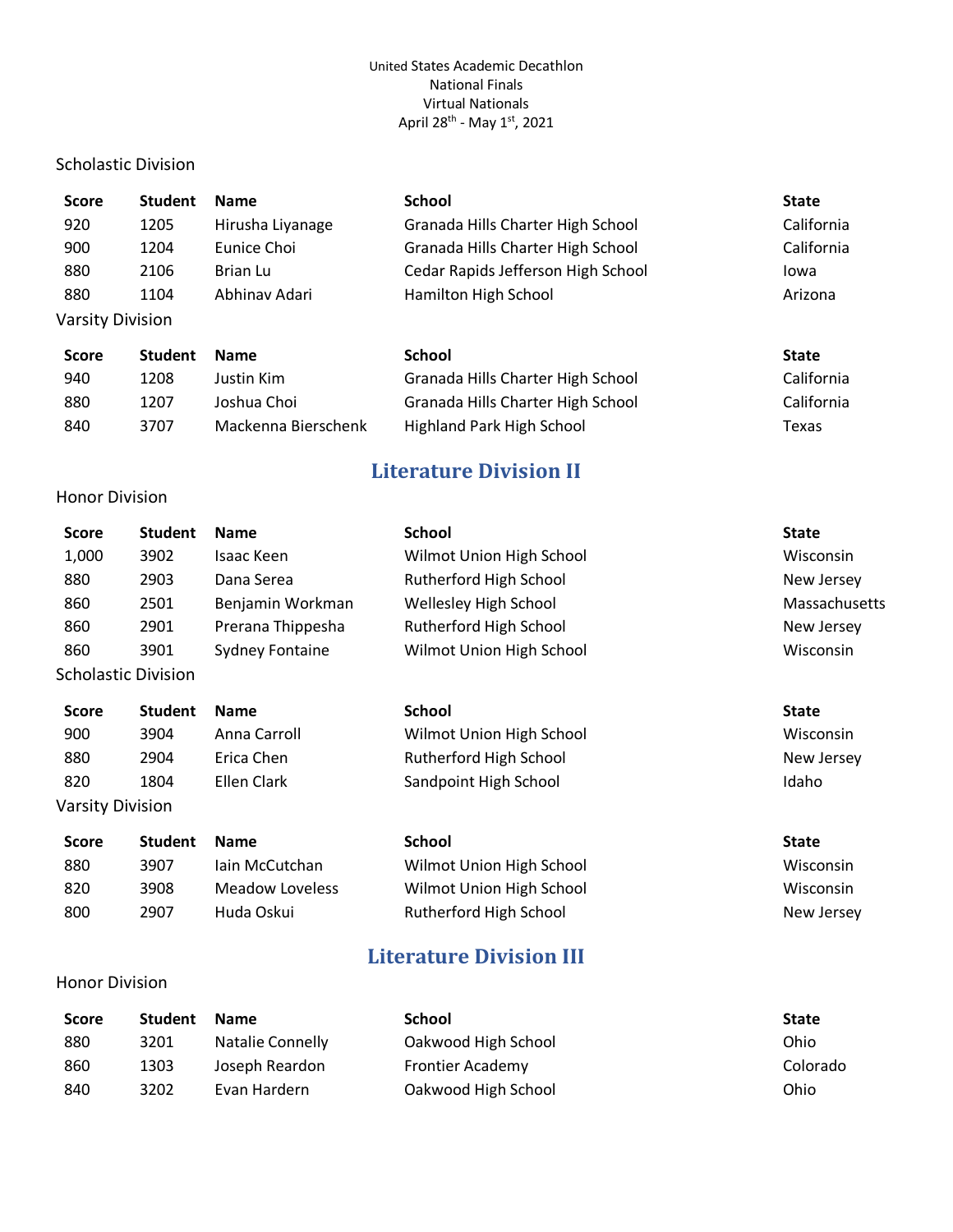United States Academic Decathlon
National Finals
Virtual Nationals
April 28th - May 1st, 2021

Scholastic Division

| Score | Student | Name | School | State |
|---|---|---|---|---|
| 920 | 1205 | Hirusha Liyanage | Granada Hills Charter High School | California |
| 900 | 1204 | Eunice Choi | Granada Hills Charter High School | California |
| 880 | 2106 | Brian Lu | Cedar Rapids Jefferson High School | Iowa |
| 880 | 1104 | Abhinav Adari | Hamilton High School | Arizona |

Varsity Division

| Score | Student | Name | School | State |
|---|---|---|---|---|
| 940 | 1208 | Justin Kim | Granada Hills Charter High School | California |
| 880 | 1207 | Joshua Choi | Granada Hills Charter High School | California |
| 840 | 3707 | Mackenna Bierschenk | Highland Park High School | Texas |

## Literature Division II

Honor Division

| Score | Student | Name | School | State |
|---|---|---|---|---|
| 1,000 | 3902 | Isaac Keen | Wilmot Union High School | Wisconsin |
| 880 | 2903 | Dana Serea | Rutherford High School | New Jersey |
| 860 | 2501 | Benjamin Workman | Wellesley High School | Massachusetts |
| 860 | 2901 | Prerana Thippesha | Rutherford High School | New Jersey |
| 860 | 3901 | Sydney Fontaine | Wilmot Union High School | Wisconsin |

Scholastic Division

| Score | Student | Name | School | State |
|---|---|---|---|---|
| 900 | 3904 | Anna Carroll | Wilmot Union High School | Wisconsin |
| 880 | 2904 | Erica Chen | Rutherford High School | New Jersey |
| 820 | 1804 | Ellen Clark | Sandpoint High School | Idaho |

Varsity Division

| Score | Student | Name | School | State |
|---|---|---|---|---|
| 880 | 3907 | Iain McCutchan | Wilmot Union High School | Wisconsin |
| 820 | 3908 | Meadow Loveless | Wilmot Union High School | Wisconsin |
| 800 | 2907 | Huda Oskui | Rutherford High School | New Jersey |

## Literature Division III

Honor Division

| Score | Student | Name | School | State |
|---|---|---|---|---|
| 880 | 3201 | Natalie Connelly | Oakwood High School | Ohio |
| 860 | 1303 | Joseph Reardon | Frontier Academy | Colorado |
| 840 | 3202 | Evan Hardern | Oakwood High School | Ohio |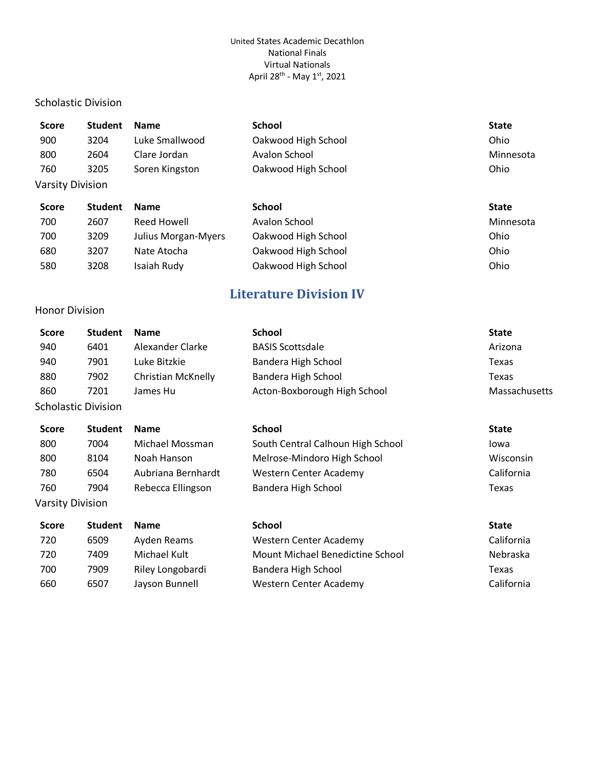United States Academic Decathlon
National Finals
Virtual Nationals
April 28th - May 1st, 2021

Scholastic Division

| Score | Student | Name | School | State |
|---|---|---|---|---|
| 900 | 3204 | Luke Smallwood | Oakwood High School | Ohio |
| 800 | 2604 | Clare Jordan | Avalon School | Minnesota |
| 760 | 3205 | Soren Kingston | Oakwood High School | Ohio |

Varsity Division

| Score | Student | Name | School | State |
|---|---|---|---|---|
| 700 | 2607 | Reed Howell | Avalon School | Minnesota |
| 700 | 3209 | Julius Morgan-Myers | Oakwood High School | Ohio |
| 680 | 3207 | Nate Atocha | Oakwood High School | Ohio |
| 580 | 3208 | Isaiah Rudy | Oakwood High School | Ohio |

## Literature Division IV

Honor Division

| Score | Student | Name | School | State |
|---|---|---|---|---|
| 940 | 6401 | Alexander Clarke | BASIS Scottsdale | Arizona |
| 940 | 7901 | Luke Bitzkie | Bandera High School | Texas |
| 880 | 7902 | Christian McKnelly | Bandera High School | Texas |
| 860 | 7201 | James Hu | Acton-Boxborough High School | Massachusetts |

Scholastic Division

| Score | Student | Name | School | State |
|---|---|---|---|---|
| 800 | 7004 | Michael Mossman | South Central Calhoun High School | Iowa |
| 800 | 8104 | Noah Hanson | Melrose-Mindoro High School | Wisconsin |
| 780 | 6504 | Aubriana Bernhardt | Western Center Academy | California |
| 760 | 7904 | Rebecca Ellingson | Bandera High School | Texas |

Varsity Division

| Score | Student | Name | School | State |
|---|---|---|---|---|
| 720 | 6509 | Ayden Reams | Western Center Academy | California |
| 720 | 7409 | Michael Kult | Mount Michael Benedictine School | Nebraska |
| 700 | 7909 | Riley Longobardi | Bandera High School | Texas |
| 660 | 6507 | Jayson Bunnell | Western Center Academy | California |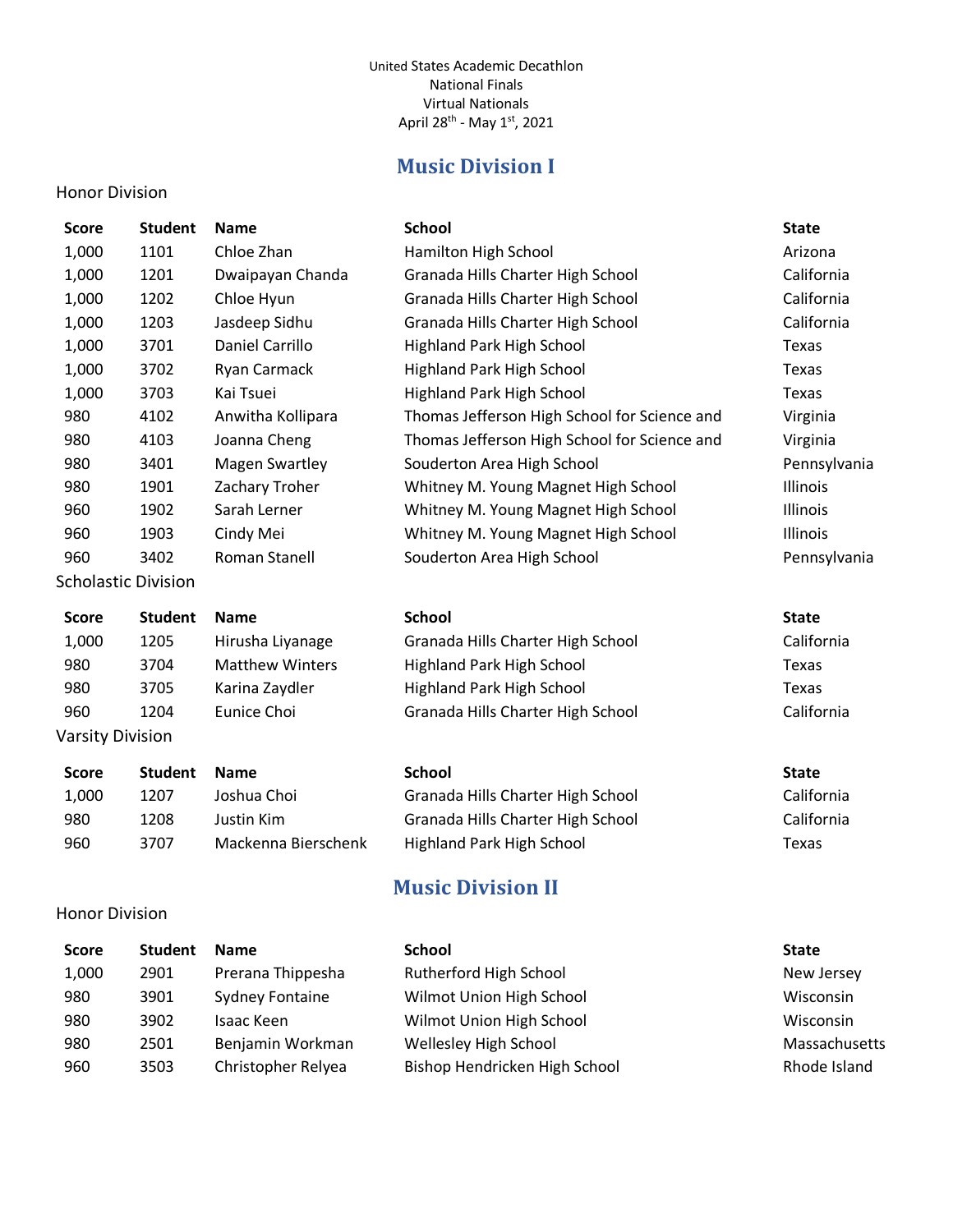United States Academic Decathlon
National Finals
Virtual Nationals
April 28th - May 1st, 2021

## Music Division I

Honor Division

| Score | Student | Name | School | State |
|---|---|---|---|---|
| 1,000 | 1101 | Chloe Zhan | Hamilton High School | Arizona |
| 1,000 | 1201 | Dwaipayan Chanda | Granada Hills Charter High School | California |
| 1,000 | 1202 | Chloe Hyun | Granada Hills Charter High School | California |
| 1,000 | 1203 | Jasdeep Sidhu | Granada Hills Charter High School | California |
| 1,000 | 3701 | Daniel Carrillo | Highland Park High School | Texas |
| 1,000 | 3702 | Ryan Carmack | Highland Park High School | Texas |
| 1,000 | 3703 | Kai Tsuei | Highland Park High School | Texas |
| 980 | 4102 | Anwitha Kollipara | Thomas Jefferson High School for Science and | Virginia |
| 980 | 4103 | Joanna Cheng | Thomas Jefferson High School for Science and | Virginia |
| 980 | 3401 | Magen Swartley | Souderton Area High School | Pennsylvania |
| 980 | 1901 | Zachary Troher | Whitney M. Young Magnet High School | Illinois |
| 960 | 1902 | Sarah Lerner | Whitney M. Young Magnet High School | Illinois |
| 960 | 1903 | Cindy Mei | Whitney M. Young Magnet High School | Illinois |
| 960 | 3402 | Roman Stanell | Souderton Area High School | Pennsylvania |

Scholastic Division

| Score | Student | Name | School | State |
|---|---|---|---|---|
| 1,000 | 1205 | Hirusha Liyanage | Granada Hills Charter High School | California |
| 980 | 3704 | Matthew Winters | Highland Park High School | Texas |
| 980 | 3705 | Karina Zaydler | Highland Park High School | Texas |
| 960 | 1204 | Eunice Choi | Granada Hills Charter High School | California |

Varsity Division

| Score | Student | Name | School | State |
|---|---|---|---|---|
| 1,000 | 1207 | Joshua Choi | Granada Hills Charter High School | California |
| 980 | 1208 | Justin Kim | Granada Hills Charter High School | California |
| 960 | 3707 | Mackenna Bierschenk | Highland Park High School | Texas |

## Music Division II

Honor Division

| Score | Student | Name | School | State |
|---|---|---|---|---|
| 1,000 | 2901 | Prerana Thippesha | Rutherford High School | New Jersey |
| 980 | 3901 | Sydney Fontaine | Wilmot Union High School | Wisconsin |
| 980 | 3902 | Isaac Keen | Wilmot Union High School | Wisconsin |
| 980 | 2501 | Benjamin Workman | Wellesley High School | Massachusetts |
| 960 | 3503 | Christopher Relyea | Bishop Hendricken High School | Rhode Island |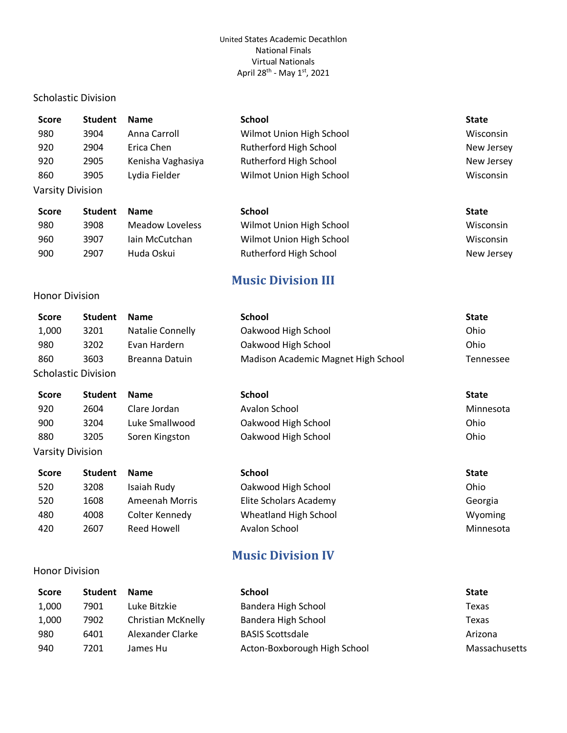United States Academic Decathlon
National Finals
Virtual Nationals
April 28th - May 1st, 2021

Scholastic Division

| Score | Student | Name | School | State |
|---|---|---|---|---|
| 980 | 3904 | Anna Carroll | Wilmot Union High School | Wisconsin |
| 920 | 2904 | Erica Chen | Rutherford High School | New Jersey |
| 920 | 2905 | Kenisha Vaghasiya | Rutherford High School | New Jersey |
| 860 | 3905 | Lydia Fielder | Wilmot Union High School | Wisconsin |

Varsity Division

| Score | Student | Name | School | State |
|---|---|---|---|---|
| 980 | 3908 | Meadow Loveless | Wilmot Union High School | Wisconsin |
| 960 | 3907 | Iain McCutchan | Wilmot Union High School | Wisconsin |
| 900 | 2907 | Huda Oskui | Rutherford High School | New Jersey |

## Music Division III

Honor Division

| Score | Student | Name | School | State |
|---|---|---|---|---|
| 1,000 | 3201 | Natalie Connelly | Oakwood High School | Ohio |
| 980 | 3202 | Evan Hardern | Oakwood High School | Ohio |
| 860 | 3603 | Breanna Datuin | Madison Academic Magnet High School | Tennessee |

Scholastic Division

| Score | Student | Name | School | State |
|---|---|---|---|---|
| 920 | 2604 | Clare Jordan | Avalon School | Minnesota |
| 900 | 3204 | Luke Smallwood | Oakwood High School | Ohio |
| 880 | 3205 | Soren Kingston | Oakwood High School | Ohio |

Varsity Division

| Score | Student | Name | School | State |
|---|---|---|---|---|
| 520 | 3208 | Isaiah Rudy | Oakwood High School | Ohio |
| 520 | 1608 | Ameenah Morris | Elite Scholars Academy | Georgia |
| 480 | 4008 | Colter Kennedy | Wheatland High School | Wyoming |
| 420 | 2607 | Reed Howell | Avalon School | Minnesota |

## Music Division IV

Honor Division

| Score | Student | Name | School | State |
|---|---|---|---|---|
| 1,000 | 7901 | Luke Bitzkie | Bandera High School | Texas |
| 1,000 | 7902 | Christian McKnelly | Bandera High School | Texas |
| 980 | 6401 | Alexander Clarke | BASIS Scottsdale | Arizona |
| 940 | 7201 | James Hu | Acton-Boxborough High School | Massachusetts |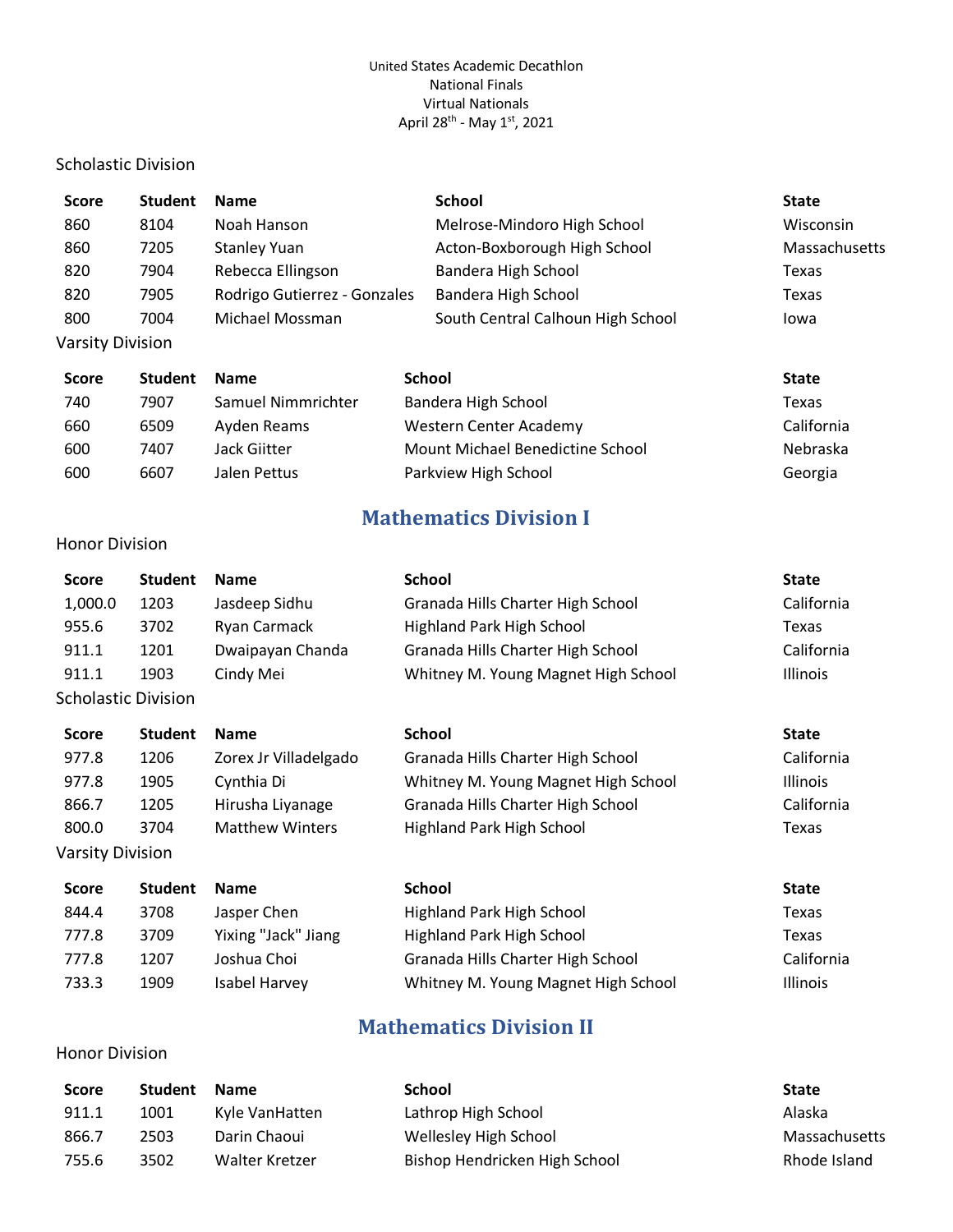United States Academic Decathlon
National Finals
Virtual Nationals
April 28th - May 1st, 2021

Scholastic Division

| Score | Student | Name | School | State |
|---|---|---|---|---|
| 860 | 8104 | Noah Hanson | Melrose-Mindoro High School | Wisconsin |
| 860 | 7205 | Stanley Yuan | Acton-Boxborough High School | Massachusetts |
| 820 | 7904 | Rebecca Ellingson | Bandera High School | Texas |
| 820 | 7905 | Rodrigo Gutierrez - Gonzales | Bandera High School | Texas |
| 800 | 7004 | Michael Mossman | South Central Calhoun High School | Iowa |

Varsity Division

| Score | Student | Name | School | State |
|---|---|---|---|---|
| 740 | 7907 | Samuel Nimmrichter | Bandera High School | Texas |
| 660 | 6509 | Ayden Reams | Western Center Academy | California |
| 600 | 7407 | Jack Giitter | Mount Michael Benedictine School | Nebraska |
| 600 | 6607 | Jalen Pettus | Parkview High School | Georgia |

## Mathematics Division I

Honor Division

| Score | Student | Name | School | State |
|---|---|---|---|---|
| 1,000.0 | 1203 | Jasdeep Sidhu | Granada Hills Charter High School | California |
| 955.6 | 3702 | Ryan Carmack | Highland Park High School | Texas |
| 911.1 | 1201 | Dwaipayan Chanda | Granada Hills Charter High School | California |
| 911.1 | 1903 | Cindy Mei | Whitney M. Young Magnet High School | Illinois |

Scholastic Division

| Score | Student | Name | School | State |
|---|---|---|---|---|
| 977.8 | 1206 | Zorex Jr Villadelgado | Granada Hills Charter High School | California |
| 977.8 | 1905 | Cynthia Di | Whitney M. Young Magnet High School | Illinois |
| 866.7 | 1205 | Hirusha Liyanage | Granada Hills Charter High School | California |
| 800.0 | 3704 | Matthew Winters | Highland Park High School | Texas |

Varsity Division

| Score | Student | Name | School | State |
|---|---|---|---|---|
| 844.4 | 3708 | Jasper Chen | Highland Park High School | Texas |
| 777.8 | 3709 | Yixing "Jack" Jiang | Highland Park High School | Texas |
| 777.8 | 1207 | Joshua Choi | Granada Hills Charter High School | California |
| 733.3 | 1909 | Isabel Harvey | Whitney M. Young Magnet High School | Illinois |

## Mathematics Division II

Honor Division

| Score | Student | Name | School | State |
|---|---|---|---|---|
| 911.1 | 1001 | Kyle VanHatten | Lathrop High School | Alaska |
| 866.7 | 2503 | Darin Chaoui | Wellesley High School | Massachusetts |
| 755.6 | 3502 | Walter Kretzer | Bishop Hendricken High School | Rhode Island |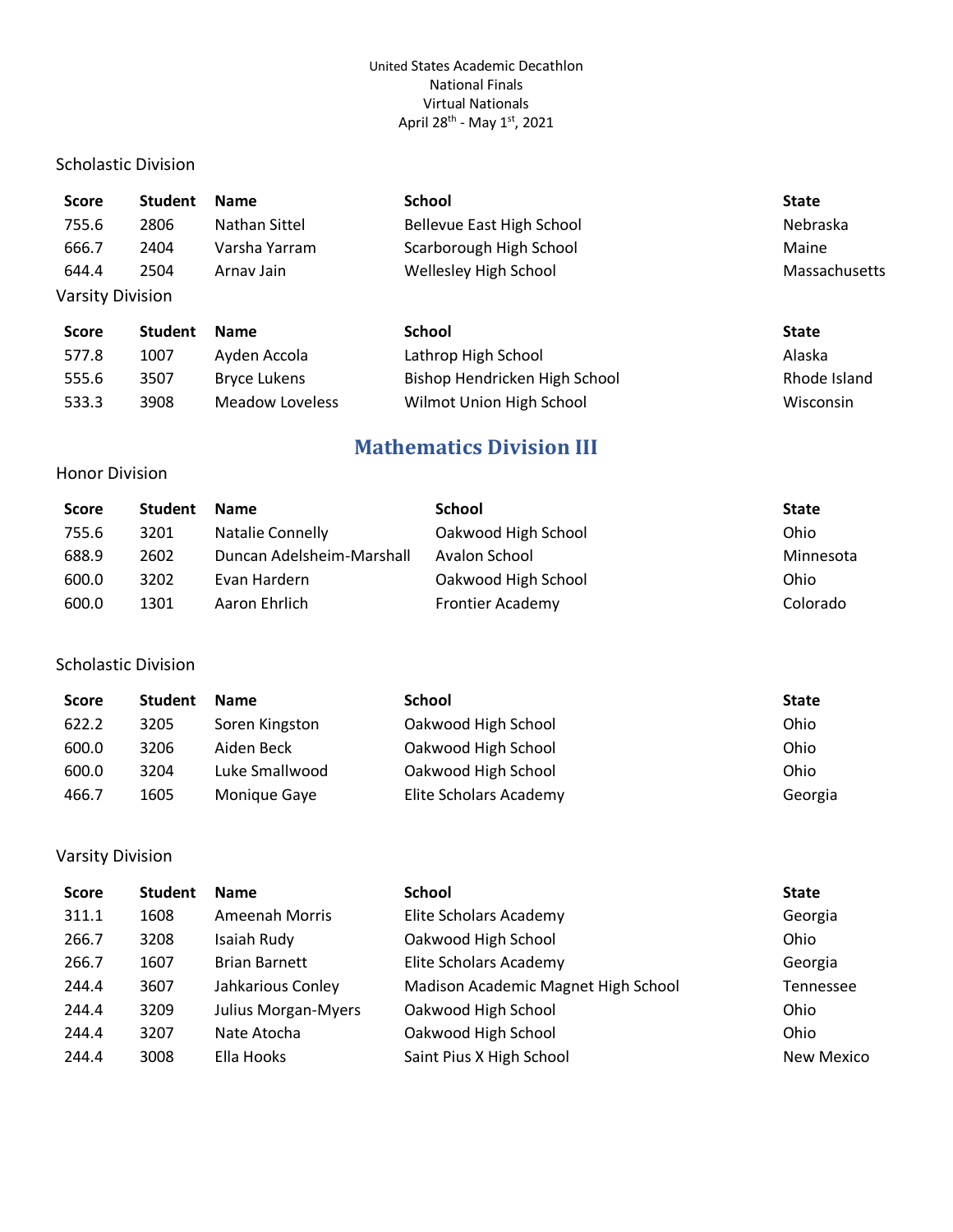United States Academic Decathlon
National Finals
Virtual Nationals
April 28th - May 1st, 2021

Scholastic Division

| Score | Student | Name | School | State |
|---|---|---|---|---|
| 755.6 | 2806 | Nathan Sittel | Bellevue East High School | Nebraska |
| 666.7 | 2404 | Varsha Yarram | Scarborough High School | Maine |
| 644.4 | 2504 | Arnav Jain | Wellesley High School | Massachusetts |

Varsity Division

| Score | Student | Name | School | State |
|---|---|---|---|---|
| 577.8 | 1007 | Ayden Accola | Lathrop High School | Alaska |
| 555.6 | 3507 | Bryce Lukens | Bishop Hendricken High School | Rhode Island |
| 533.3 | 3908 | Meadow Loveless | Wilmot Union High School | Wisconsin |

## Mathematics Division III

Honor Division

| Score | Student | Name | School | State |
|---|---|---|---|---|
| 755.6 | 3201 | Natalie Connelly | Oakwood High School | Ohio |
| 688.9 | 2602 | Duncan Adelsheim-Marshall | Avalon School | Minnesota |
| 600.0 | 3202 | Evan Hardern | Oakwood High School | Ohio |
| 600.0 | 1301 | Aaron Ehrlich | Frontier Academy | Colorado |

Scholastic Division

| Score | Student | Name | School | State |
|---|---|---|---|---|
| 622.2 | 3205 | Soren Kingston | Oakwood High School | Ohio |
| 600.0 | 3206 | Aiden Beck | Oakwood High School | Ohio |
| 600.0 | 3204 | Luke Smallwood | Oakwood High School | Ohio |
| 466.7 | 1605 | Monique Gaye | Elite Scholars Academy | Georgia |

Varsity Division

| Score | Student | Name | School | State |
|---|---|---|---|---|
| 311.1 | 1608 | Ameenah Morris | Elite Scholars Academy | Georgia |
| 266.7 | 3208 | Isaiah Rudy | Oakwood High School | Ohio |
| 266.7 | 1607 | Brian Barnett | Elite Scholars Academy | Georgia |
| 244.4 | 3607 | Jahkarious Conley | Madison Academic Magnet High School | Tennessee |
| 244.4 | 3209 | Julius Morgan-Myers | Oakwood High School | Ohio |
| 244.4 | 3207 | Nate Atocha | Oakwood High School | Ohio |
| 244.4 | 3008 | Ella Hooks | Saint Pius X High School | New Mexico |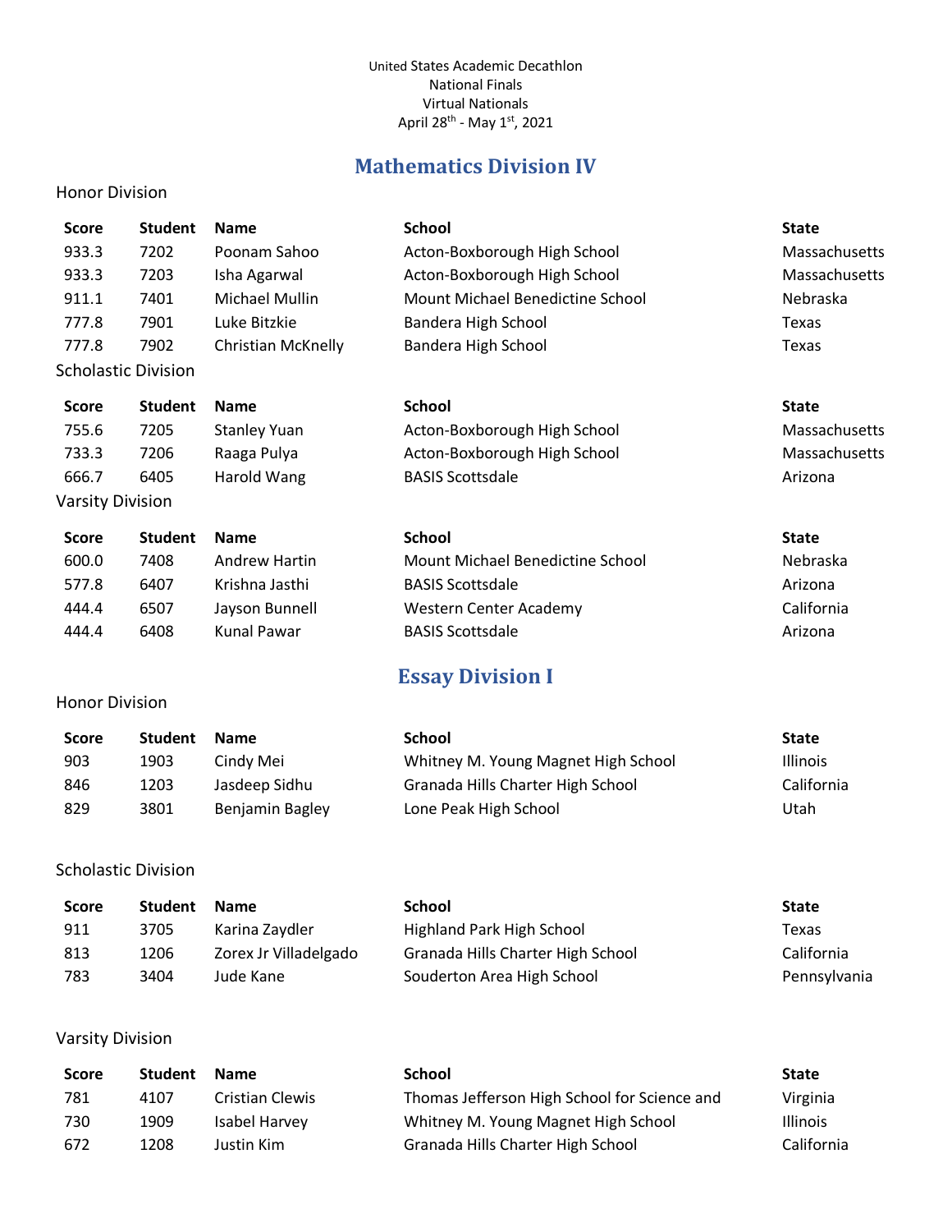United States Academic Decathlon
National Finals
Virtual Nationals
April 28th - May 1st, 2021

## Mathematics Division IV

Honor Division

| Score | Student | Name | School | State |
|---|---|---|---|---|
| 933.3 | 7202 | Poonam Sahoo | Acton-Boxborough High School | Massachusetts |
| 933.3 | 7203 | Isha Agarwal | Acton-Boxborough High School | Massachusetts |
| 911.1 | 7401 | Michael Mullin | Mount Michael Benedictine School | Nebraska |
| 777.8 | 7901 | Luke Bitzkie | Bandera High School | Texas |
| 777.8 | 7902 | Christian McKnelly | Bandera High School | Texas |

Scholastic Division

| Score | Student | Name | School | State |
|---|---|---|---|---|
| 755.6 | 7205 | Stanley Yuan | Acton-Boxborough High School | Massachusetts |
| 733.3 | 7206 | Raaga Pulya | Acton-Boxborough High School | Massachusetts |
| 666.7 | 6405 | Harold Wang | BASIS Scottsdale | Arizona |

Varsity Division

| Score | Student | Name | School | State |
|---|---|---|---|---|
| 600.0 | 7408 | Andrew Hartin | Mount Michael Benedictine School | Nebraska |
| 577.8 | 6407 | Krishna Jasthi | BASIS Scottsdale | Arizona |
| 444.4 | 6507 | Jayson Bunnell | Western Center Academy | California |
| 444.4 | 6408 | Kunal Pawar | BASIS Scottsdale | Arizona |

## Essay Division I

Honor Division

| Score | Student | Name | School | State |
|---|---|---|---|---|
| 903 | 1903 | Cindy Mei | Whitney M. Young Magnet High School | Illinois |
| 846 | 1203 | Jasdeep Sidhu | Granada Hills Charter High School | California |
| 829 | 3801 | Benjamin Bagley | Lone Peak High School | Utah |

Scholastic Division

| Score | Student | Name | School | State |
|---|---|---|---|---|
| 911 | 3705 | Karina Zaydler | Highland Park High School | Texas |
| 813 | 1206 | Zorex Jr Villadelgado | Granada Hills Charter High School | California |
| 783 | 3404 | Jude Kane | Souderton Area High School | Pennsylvania |

Varsity Division

| Score | Student | Name | School | State |
|---|---|---|---|---|
| 781 | 4107 | Cristian Clewis | Thomas Jefferson High School for Science and | Virginia |
| 730 | 1909 | Isabel Harvey | Whitney M. Young Magnet High School | Illinois |
| 672 | 1208 | Justin Kim | Granada Hills Charter High School | California |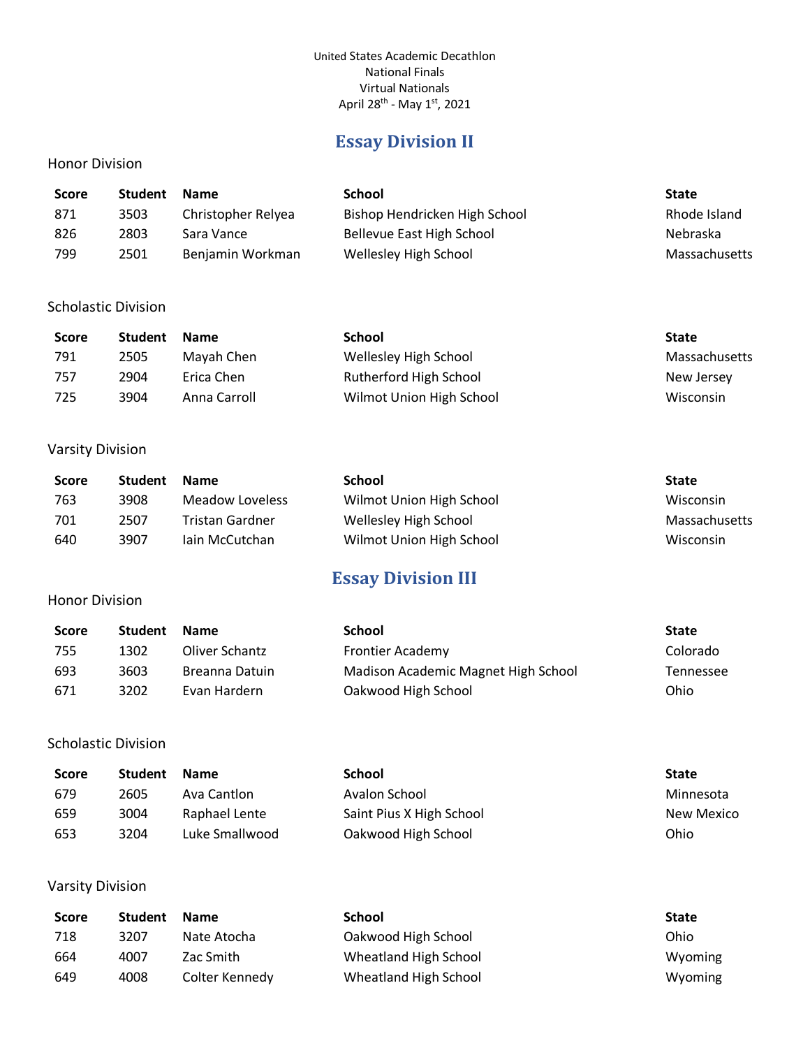United States Academic Decathlon
National Finals
Virtual Nationals
April 28th - May 1st, 2021

## Essay Division II

### Honor Division

| Score | Student | Name | School | State |
|---|---|---|---|---|
| 871 | 3503 | Christopher Relyea | Bishop Hendricken High School | Rhode Island |
| 826 | 2803 | Sara Vance | Bellevue East High School | Nebraska |
| 799 | 2501 | Benjamin Workman | Wellesley High School | Massachusetts |

### Scholastic Division

| Score | Student | Name | School | State |
|---|---|---|---|---|
| 791 | 2505 | Mayah Chen | Wellesley High School | Massachusetts |
| 757 | 2904 | Erica Chen | Rutherford High School | New Jersey |
| 725 | 3904 | Anna Carroll | Wilmot Union High School | Wisconsin |

### Varsity Division

| Score | Student | Name | School | State |
|---|---|---|---|---|
| 763 | 3908 | Meadow Loveless | Wilmot Union High School | Wisconsin |
| 701 | 2507 | Tristan Gardner | Wellesley High School | Massachusetts |
| 640 | 3907 | Iain McCutchan | Wilmot Union High School | Wisconsin |

## Essay Division III

### Honor Division

| Score | Student | Name | School | State |
|---|---|---|---|---|
| 755 | 1302 | Oliver Schantz | Frontier Academy | Colorado |
| 693 | 3603 | Breanna Datuin | Madison Academic Magnet High School | Tennessee |
| 671 | 3202 | Evan Hardern | Oakwood High School | Ohio |

### Scholastic Division

| Score | Student | Name | School | State |
|---|---|---|---|---|
| 679 | 2605 | Ava Cantlon | Avalon School | Minnesota |
| 659 | 3004 | Raphael Lente | Saint Pius X High School | New Mexico |
| 653 | 3204 | Luke Smallwood | Oakwood High School | Ohio |

### Varsity Division

| Score | Student | Name | School | State |
|---|---|---|---|---|
| 718 | 3207 | Nate Atocha | Oakwood High School | Ohio |
| 664 | 4007 | Zac Smith | Wheatland High School | Wyoming |
| 649 | 4008 | Colter Kennedy | Wheatland High School | Wyoming |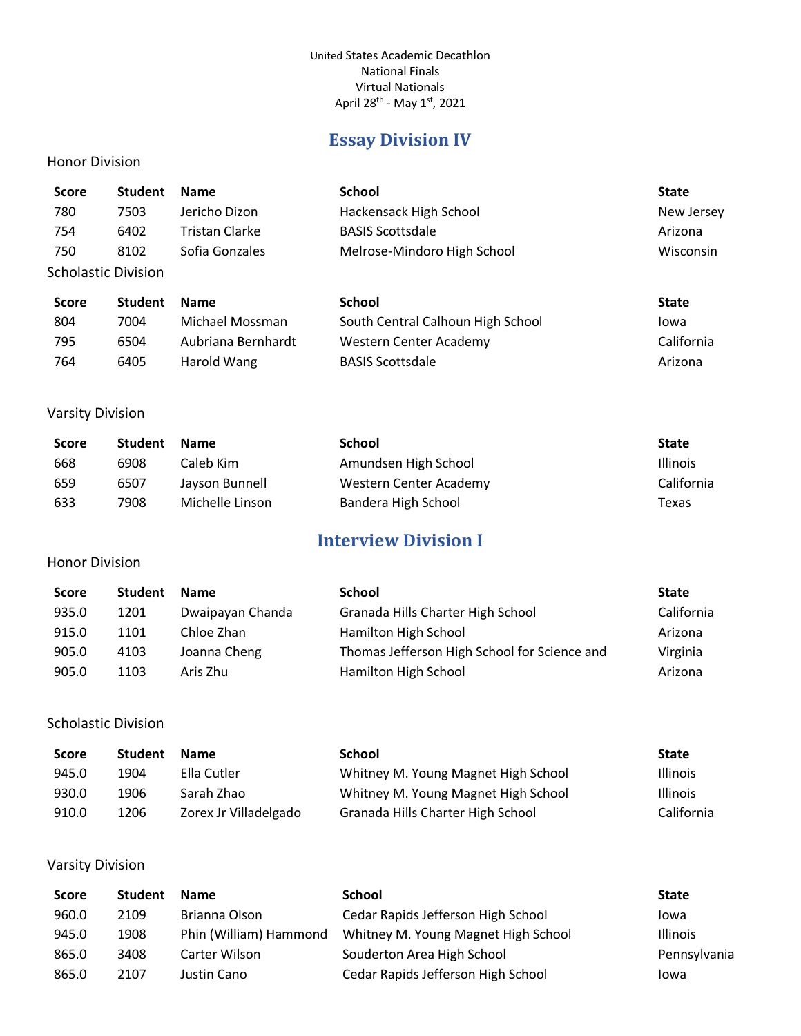United States Academic Decathlon
National Finals
Virtual Nationals
April 28th - May 1st, 2021

## Essay Division IV

Honor Division

| Score | Student | Name | School | State |
|---|---|---|---|---|
| 780 | 7503 | Jericho Dizon | Hackensack High School | New Jersey |
| 754 | 6402 | Tristan Clarke | BASIS Scottsdale | Arizona |
| 750 | 8102 | Sofia Gonzales | Melrose-Mindoro High School | Wisconsin |

Scholastic Division

| Score | Student | Name | School | State |
|---|---|---|---|---|
| 804 | 7004 | Michael Mossman | South Central Calhoun High School | Iowa |
| 795 | 6504 | Aubriana Bernhardt | Western Center Academy | California |
| 764 | 6405 | Harold Wang | BASIS Scottsdale | Arizona |

Varsity Division

| Score | Student | Name | School | State |
|---|---|---|---|---|
| 668 | 6908 | Caleb Kim | Amundsen High School | Illinois |
| 659 | 6507 | Jayson Bunnell | Western Center Academy | California |
| 633 | 7908 | Michelle Linson | Bandera High School | Texas |

## Interview Division I

Honor Division

| Score | Student | Name | School | State |
|---|---|---|---|---|
| 935.0 | 1201 | Dwaipayan Chanda | Granada Hills Charter High School | California |
| 915.0 | 1101 | Chloe Zhan | Hamilton High School | Arizona |
| 905.0 | 4103 | Joanna Cheng | Thomas Jefferson High School for Science and | Virginia |
| 905.0 | 1103 | Aris Zhu | Hamilton High School | Arizona |

Scholastic Division

| Score | Student | Name | School | State |
|---|---|---|---|---|
| 945.0 | 1904 | Ella Cutler | Whitney M. Young Magnet High School | Illinois |
| 930.0 | 1906 | Sarah Zhao | Whitney M. Young Magnet High School | Illinois |
| 910.0 | 1206 | Zorex Jr Villadelgado | Granada Hills Charter High School | California |

Varsity Division

| Score | Student | Name | School | State |
|---|---|---|---|---|
| 960.0 | 2109 | Brianna Olson | Cedar Rapids Jefferson High School | Iowa |
| 945.0 | 1908 | Phin (William) Hammond | Whitney M. Young Magnet High School | Illinois |
| 865.0 | 3408 | Carter Wilson | Souderton Area High School | Pennsylvania |
| 865.0 | 2107 | Justin Cano | Cedar Rapids Jefferson High School | Iowa |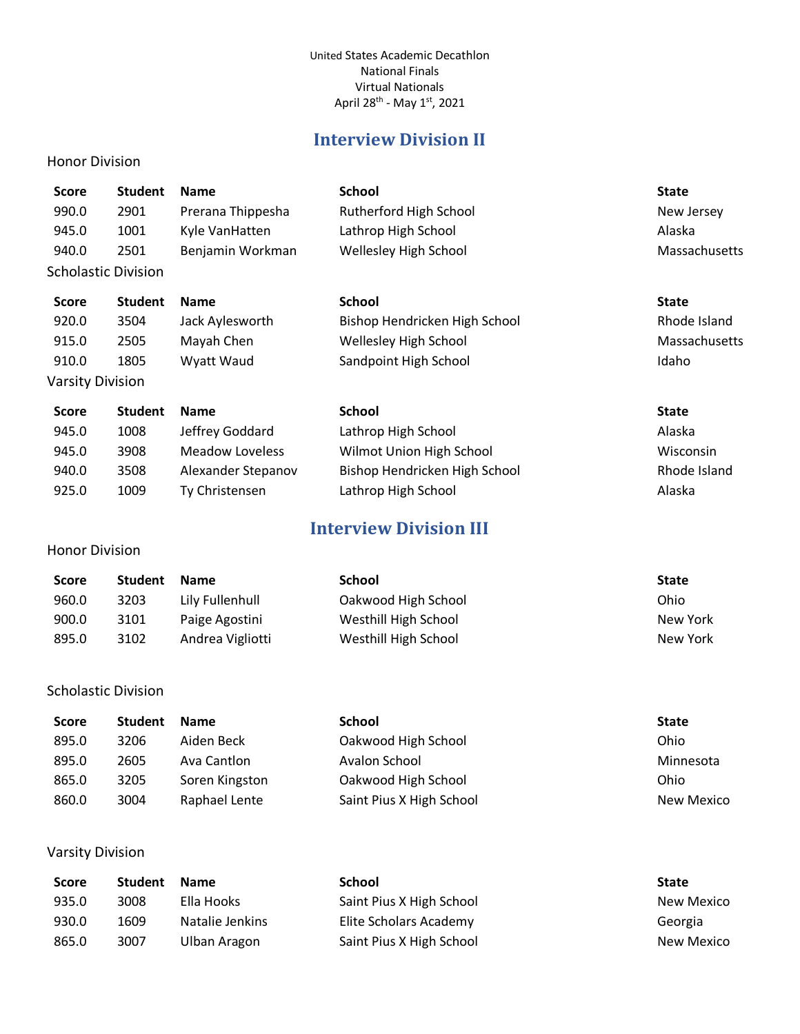United States Academic Decathlon
National Finals
Virtual Nationals
April 28th - May 1st, 2021

## Interview Division II

Honor Division

| Score | Student | Name | School | State |
|---|---|---|---|---|
| 990.0 | 2901 | Prerana Thippesha | Rutherford High School | New Jersey |
| 945.0 | 1001 | Kyle VanHatten | Lathrop High School | Alaska |
| 940.0 | 2501 | Benjamin Workman | Wellesley High School | Massachusetts |

Scholastic Division

| Score | Student | Name | School | State |
|---|---|---|---|---|
| 920.0 | 3504 | Jack Aylesworth | Bishop Hendricken High School | Rhode Island |
| 915.0 | 2505 | Mayah Chen | Wellesley High School | Massachusetts |
| 910.0 | 1805 | Wyatt Waud | Sandpoint High School | Idaho |

Varsity Division

| Score | Student | Name | School | State |
|---|---|---|---|---|
| 945.0 | 1008 | Jeffrey Goddard | Lathrop High School | Alaska |
| 945.0 | 3908 | Meadow Loveless | Wilmot Union High School | Wisconsin |
| 940.0 | 3508 | Alexander Stepanov | Bishop Hendricken High School | Rhode Island |
| 925.0 | 1009 | Ty Christensen | Lathrop High School | Alaska |

## Interview Division III

Honor Division

| Score | Student | Name | School | State |
|---|---|---|---|---|
| 960.0 | 3203 | Lily Fullenhull | Oakwood High School | Ohio |
| 900.0 | 3101 | Paige Agostini | Westhill High School | New York |
| 895.0 | 3102 | Andrea Vigliotti | Westhill High School | New York |

Scholastic Division

| Score | Student | Name | School | State |
|---|---|---|---|---|
| 895.0 | 3206 | Aiden Beck | Oakwood High School | Ohio |
| 895.0 | 2605 | Ava Cantlon | Avalon School | Minnesota |
| 865.0 | 3205 | Soren Kingston | Oakwood High School | Ohio |
| 860.0 | 3004 | Raphael Lente | Saint Pius X High School | New Mexico |

Varsity Division

| Score | Student | Name | School | State |
|---|---|---|---|---|
| 935.0 | 3008 | Ella Hooks | Saint Pius X High School | New Mexico |
| 930.0 | 1609 | Natalie Jenkins | Elite Scholars Academy | Georgia |
| 865.0 | 3007 | Ulban Aragon | Saint Pius X High School | New Mexico |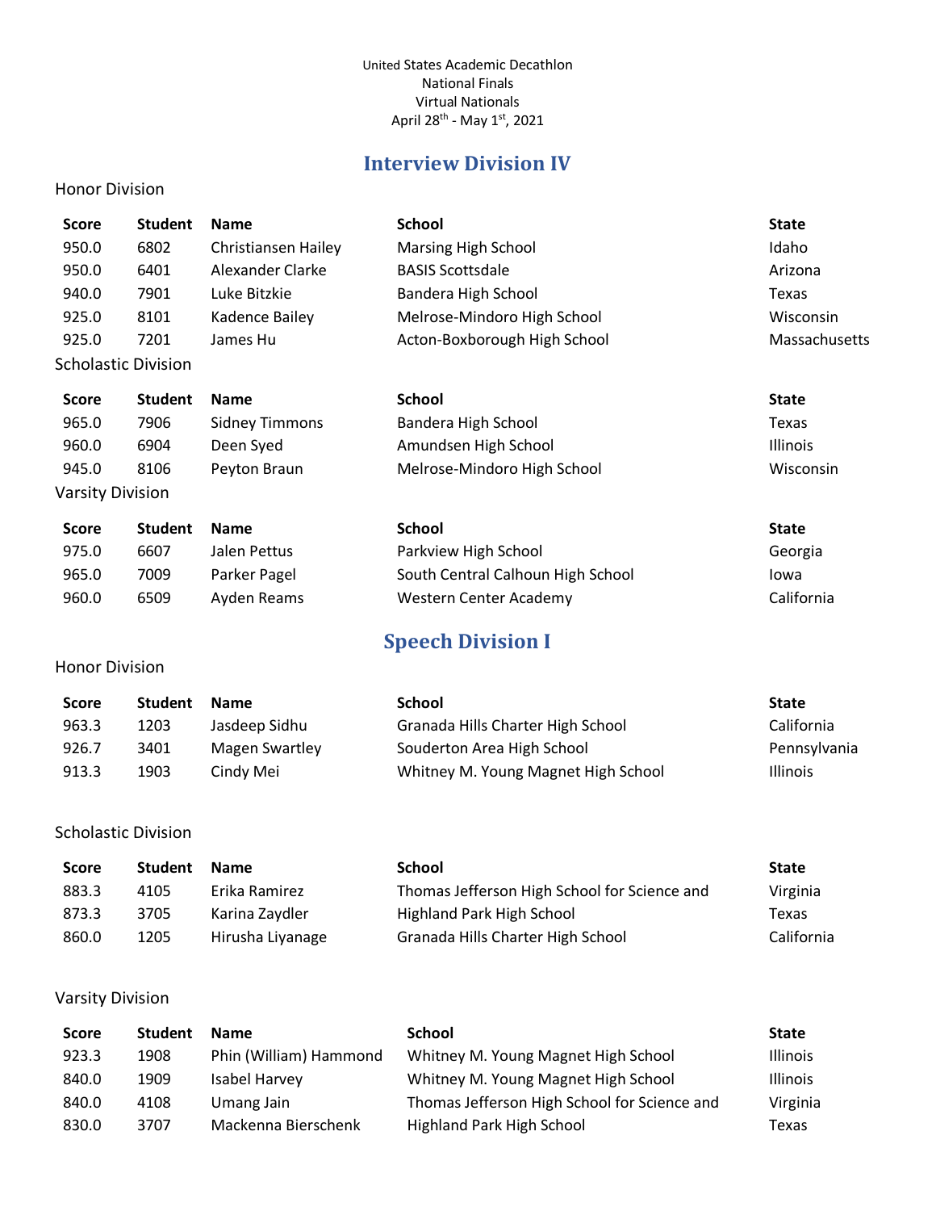United States Academic Decathlon
National Finals
Virtual Nationals
April 28th - May 1st, 2021

## Interview Division IV

Honor Division

| Score | Student | Name | School | State |
|---|---|---|---|---|
| 950.0 | 6802 | Christiansen Hailey | Marsing High School | Idaho |
| 950.0 | 6401 | Alexander Clarke | BASIS Scottsdale | Arizona |
| 940.0 | 7901 | Luke Bitzkie | Bandera High School | Texas |
| 925.0 | 8101 | Kadence Bailey | Melrose-Mindoro High School | Wisconsin |
| 925.0 | 7201 | James Hu | Acton-Boxborough High School | Massachusetts |

Scholastic Division

| Score | Student | Name | School | State |
|---|---|---|---|---|
| 965.0 | 7906 | Sidney Timmons | Bandera High School | Texas |
| 960.0 | 6904 | Deen Syed | Amundsen High School | Illinois |
| 945.0 | 8106 | Peyton Braun | Melrose-Mindoro High School | Wisconsin |

Varsity Division

| Score | Student | Name | School | State |
|---|---|---|---|---|
| 975.0 | 6607 | Jalen Pettus | Parkview High School | Georgia |
| 965.0 | 7009 | Parker Pagel | South Central Calhoun High School | Iowa |
| 960.0 | 6509 | Ayden Reams | Western Center Academy | California |

## Speech Division I

Honor Division

| Score | Student | Name | School | State |
|---|---|---|---|---|
| 963.3 | 1203 | Jasdeep Sidhu | Granada Hills Charter High School | California |
| 926.7 | 3401 | Magen Swartley | Souderton Area High School | Pennsylvania |
| 913.3 | 1903 | Cindy Mei | Whitney M. Young Magnet High School | Illinois |

Scholastic Division

| Score | Student | Name | School | State |
|---|---|---|---|---|
| 883.3 | 4105 | Erika Ramirez | Thomas Jefferson High School for Science and | Virginia |
| 873.3 | 3705 | Karina Zaydler | Highland Park High School | Texas |
| 860.0 | 1205 | Hirusha Liyanage | Granada Hills Charter High School | California |

Varsity Division

| Score | Student | Name | School | State |
|---|---|---|---|---|
| 923.3 | 1908 | Phin (William) Hammond | Whitney M. Young Magnet High School | Illinois |
| 840.0 | 1909 | Isabel Harvey | Whitney M. Young Magnet High School | Illinois |
| 840.0 | 4108 | Umang Jain | Thomas Jefferson High School for Science and | Virginia |
| 830.0 | 3707 | Mackenna Bierschenk | Highland Park High School | Texas |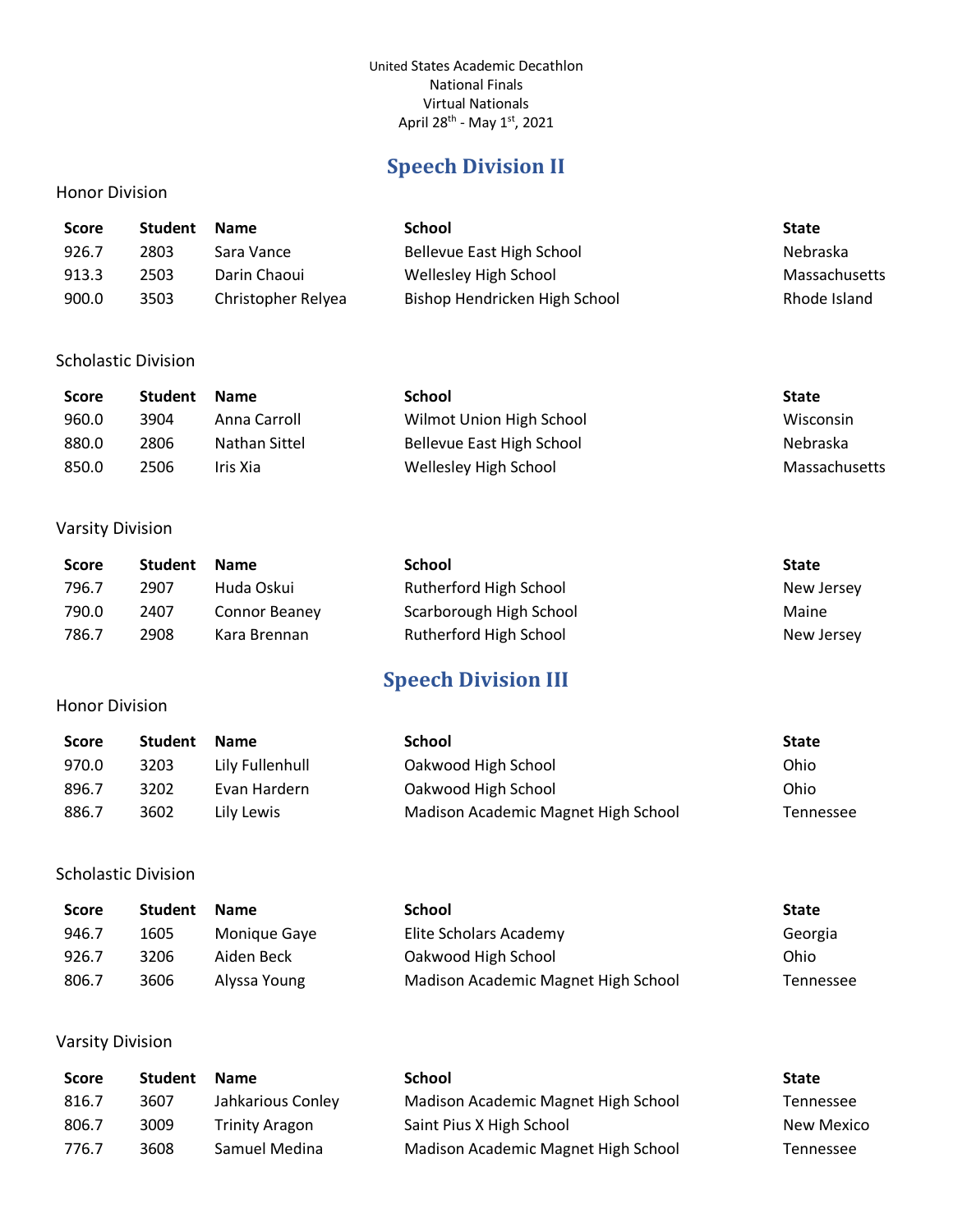United States Academic Decathlon
National Finals
Virtual Nationals
April 28th - May 1st, 2021

## Speech Division II

### Honor Division

| Score | Student | Name | School | State |
|---|---|---|---|---|
| 926.7 | 2803 | Sara Vance | Bellevue East High School | Nebraska |
| 913.3 | 2503 | Darin Chaoui | Wellesley High School | Massachusetts |
| 900.0 | 3503 | Christopher Relyea | Bishop Hendricken High School | Rhode Island |

### Scholastic Division

| Score | Student | Name | School | State |
|---|---|---|---|---|
| 960.0 | 3904 | Anna Carroll | Wilmot Union High School | Wisconsin |
| 880.0 | 2806 | Nathan Sittel | Bellevue East High School | Nebraska |
| 850.0 | 2506 | Iris Xia | Wellesley High School | Massachusetts |

### Varsity Division

| Score | Student | Name | School | State |
|---|---|---|---|---|
| 796.7 | 2907 | Huda Oskui | Rutherford High School | New Jersey |
| 790.0 | 2407 | Connor Beaney | Scarborough High School | Maine |
| 786.7 | 2908 | Kara Brennan | Rutherford High School | New Jersey |

## Speech Division III

### Honor Division

| Score | Student | Name | School | State |
|---|---|---|---|---|
| 970.0 | 3203 | Lily Fullenhull | Oakwood High School | Ohio |
| 896.7 | 3202 | Evan Hardern | Oakwood High School | Ohio |
| 886.7 | 3602 | Lily Lewis | Madison Academic Magnet High School | Tennessee |

### Scholastic Division

| Score | Student | Name | School | State |
|---|---|---|---|---|
| 946.7 | 1605 | Monique Gaye | Elite Scholars Academy | Georgia |
| 926.7 | 3206 | Aiden Beck | Oakwood High School | Ohio |
| 806.7 | 3606 | Alyssa Young | Madison Academic Magnet High School | Tennessee |

### Varsity Division

| Score | Student | Name | School | State |
|---|---|---|---|---|
| 816.7 | 3607 | Jahkarious Conley | Madison Academic Magnet High School | Tennessee |
| 806.7 | 3009 | Trinity Aragon | Saint Pius X High School | New Mexico |
| 776.7 | 3608 | Samuel Medina | Madison Academic Magnet High School | Tennessee |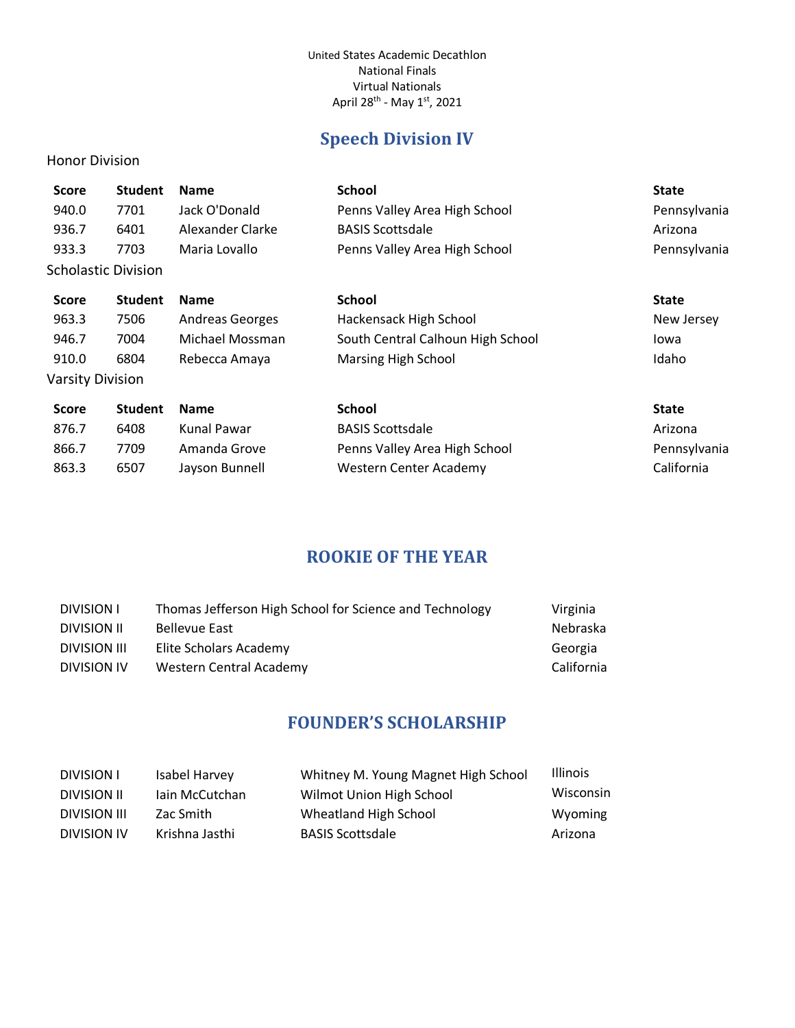United States Academic Decathlon
National Finals
Virtual Nationals
April 28th - May 1st, 2021

## Speech Division IV

Honor Division

| Score | Student | Name | School | State |
|---|---|---|---|---|
| 940.0 | 7701 | Jack O'Donald | Penns Valley Area High School | Pennsylvania |
| 936.7 | 6401 | Alexander Clarke | BASIS Scottsdale | Arizona |
| 933.3 | 7703 | Maria Lovallo | Penns Valley Area High School | Pennsylvania |

Scholastic Division

| Score | Student | Name | School | State |
|---|---|---|---|---|
| 963.3 | 7506 | Andreas Georges | Hackensack High School | New Jersey |
| 946.7 | 7004 | Michael Mossman | South Central Calhoun High School | Iowa |
| 910.0 | 6804 | Rebecca Amaya | Marsing High School | Idaho |

Varsity Division

| Score | Student | Name | School | State |
|---|---|---|---|---|
| 876.7 | 6408 | Kunal Pawar | BASIS Scottsdale | Arizona |
| 866.7 | 7709 | Amanda Grove | Penns Valley Area High School | Pennsylvania |
| 863.3 | 6507 | Jayson Bunnell | Western Center Academy | California |

## ROOKIE OF THE YEAR

| | | |
|---|---|---|
| DIVISION I | Thomas Jefferson High School for Science and Technology | Virginia |
| DIVISION II | Bellevue East | Nebraska |
| DIVISION III | Elite Scholars Academy | Georgia |
| DIVISION IV | Western Central Academy | California |

## FOUNDER'S SCHOLARSHIP

| | | | |
|---|---|---|---|
| DIVISION I | Isabel Harvey | Whitney M. Young Magnet High School | Illinois |
| DIVISION II | Iain McCutchan | Wilmot Union High School | Wisconsin |
| DIVISION III | Zac Smith | Wheatland High School | Wyoming |
| DIVISION IV | Krishna Jasthi | BASIS Scottsdale | Arizona |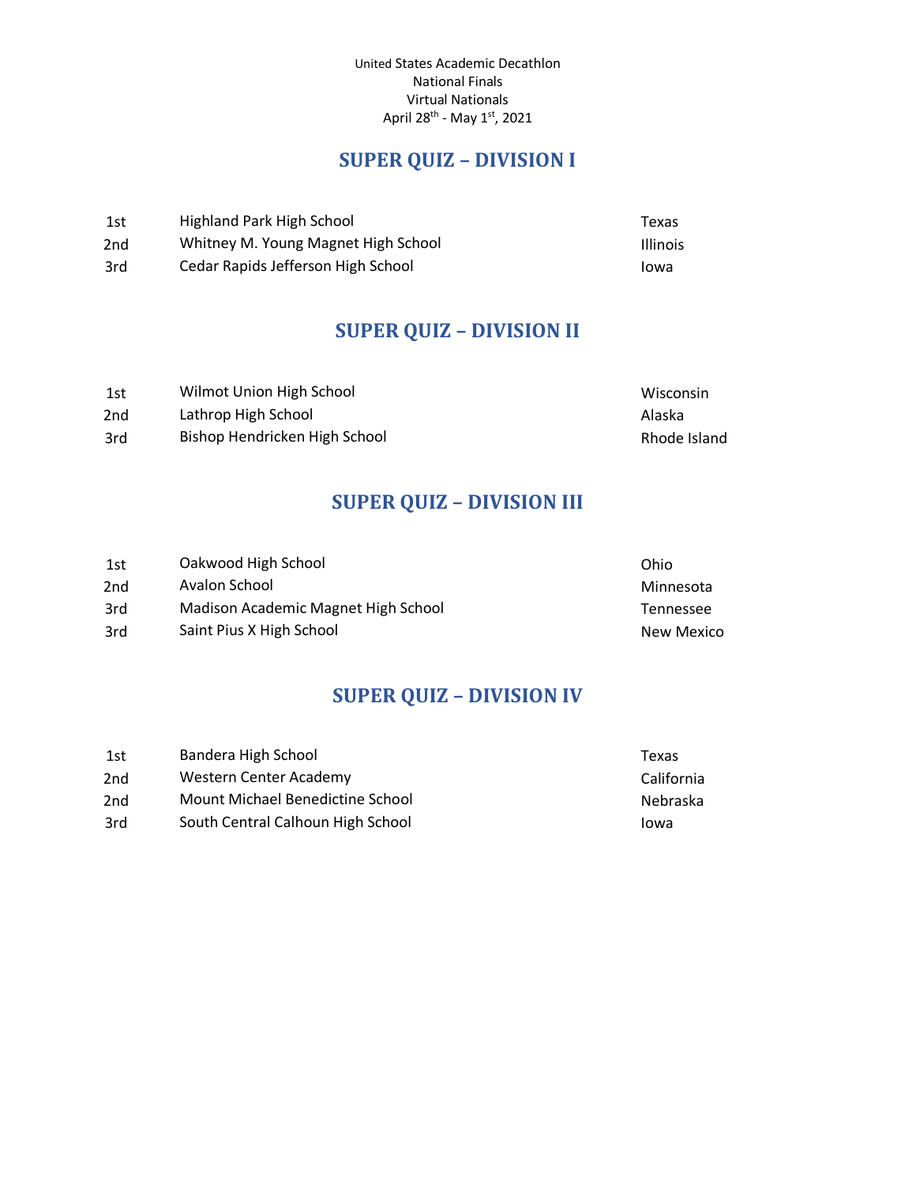United States Academic Decathlon
National Finals
Virtual Nationals
April 28th - May 1st, 2021

## SUPER QUIZ – DIVISION I

| | | |
|---|---|---|
| 1st | Highland Park High School | Texas |
| 2nd | Whitney M. Young Magnet High School | Illinois |
| 3rd | Cedar Rapids Jefferson High School | Iowa |

## SUPER QUIZ – DIVISION II

| | | |
|---|---|---|
| 1st | Wilmot Union High School | Wisconsin |
| 2nd | Lathrop High School | Alaska |
| 3rd | Bishop Hendricken High School | Rhode Island |

## SUPER QUIZ – DIVISION III

| | | |
|---|---|---|
| 1st | Oakwood High School | Ohio |
| 2nd | Avalon School | Minnesota |
| 3rd | Madison Academic Magnet High School | Tennessee |
| 3rd | Saint Pius X High School | New Mexico |

## SUPER QUIZ – DIVISION IV

| | | |
|---|---|---|
| 1st | Bandera High School | Texas |
| 2nd | Western Center Academy | California |
| 2nd | Mount Michael Benedictine School | Nebraska |
| 3rd | South Central Calhoun High School | Iowa |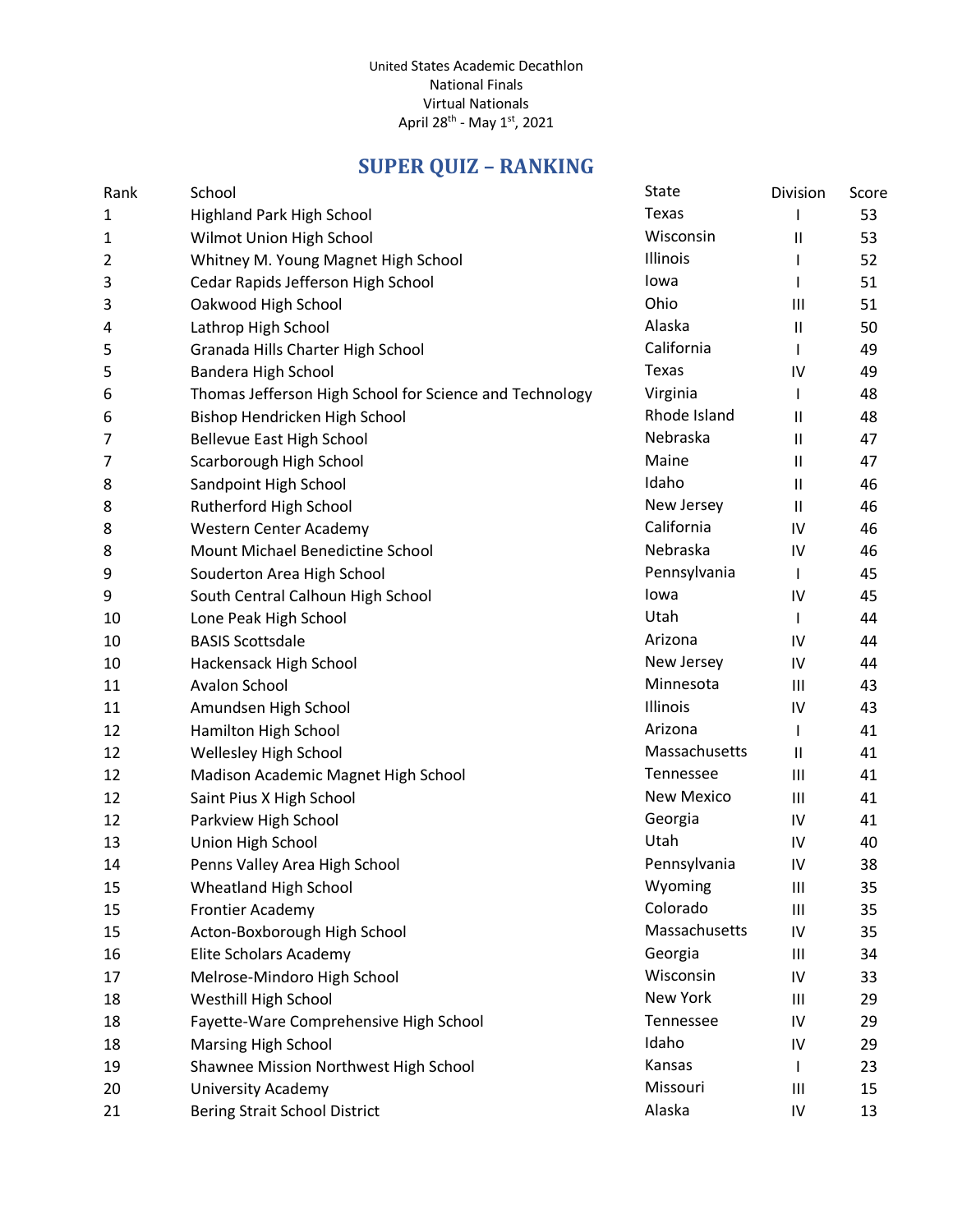United States Academic Decathlon
National Finals
Virtual Nationals
April 28th - May 1st, 2021

## SUPER QUIZ – RANKING

| Rank | School | State | Division | Score |
|---|---|---|---|---|
| 1 | Highland Park High School | Texas | I | 53 |
| 1 | Wilmot Union High School | Wisconsin | II | 53 |
| 2 | Whitney M. Young Magnet High School | Illinois | I | 52 |
| 3 | Cedar Rapids Jefferson High School | Iowa | I | 51 |
| 3 | Oakwood High School | Ohio | III | 51 |
| 4 | Lathrop High School | Alaska | II | 50 |
| 5 | Granada Hills Charter High School | California | I | 49 |
| 5 | Bandera High School | Texas | IV | 49 |
| 6 | Thomas Jefferson High School for Science and Technology | Virginia | I | 48 |
| 6 | Bishop Hendricken High School | Rhode Island | II | 48 |
| 7 | Bellevue East High School | Nebraska | II | 47 |
| 7 | Scarborough High School | Maine | II | 47 |
| 8 | Sandpoint High School | Idaho | II | 46 |
| 8 | Rutherford High School | New Jersey | II | 46 |
| 8 | Western Center Academy | California | IV | 46 |
| 8 | Mount Michael Benedictine School | Nebraska | IV | 46 |
| 9 | Souderton Area High School | Pennsylvania | I | 45 |
| 9 | South Central Calhoun High School | Iowa | IV | 45 |
| 10 | Lone Peak High School | Utah | I | 44 |
| 10 | BASIS Scottsdale | Arizona | IV | 44 |
| 10 | Hackensack High School | New Jersey | IV | 44 |
| 11 | Avalon School | Minnesota | III | 43 |
| 11 | Amundsen High School | Illinois | IV | 43 |
| 12 | Hamilton High School | Arizona | I | 41 |
| 12 | Wellesley High School | Massachusetts | II | 41 |
| 12 | Madison Academic Magnet High School | Tennessee | III | 41 |
| 12 | Saint Pius X High School | New Mexico | III | 41 |
| 12 | Parkview High School | Georgia | IV | 41 |
| 13 | Union High School | Utah | IV | 40 |
| 14 | Penns Valley Area High School | Pennsylvania | IV | 38 |
| 15 | Wheatland High School | Wyoming | III | 35 |
| 15 | Frontier Academy | Colorado | III | 35 |
| 15 | Acton-Boxborough High School | Massachusetts | IV | 35 |
| 16 | Elite Scholars Academy | Georgia | III | 34 |
| 17 | Melrose-Mindoro High School | Wisconsin | IV | 33 |
| 18 | Westhill High School | New York | III | 29 |
| 18 | Fayette-Ware Comprehensive High School | Tennessee | IV | 29 |
| 18 | Marsing High School | Idaho | IV | 29 |
| 19 | Shawnee Mission Northwest High School | Kansas | I | 23 |
| 20 | University Academy | Missouri | III | 15 |
| 21 | Bering Strait School District | Alaska | IV | 13 |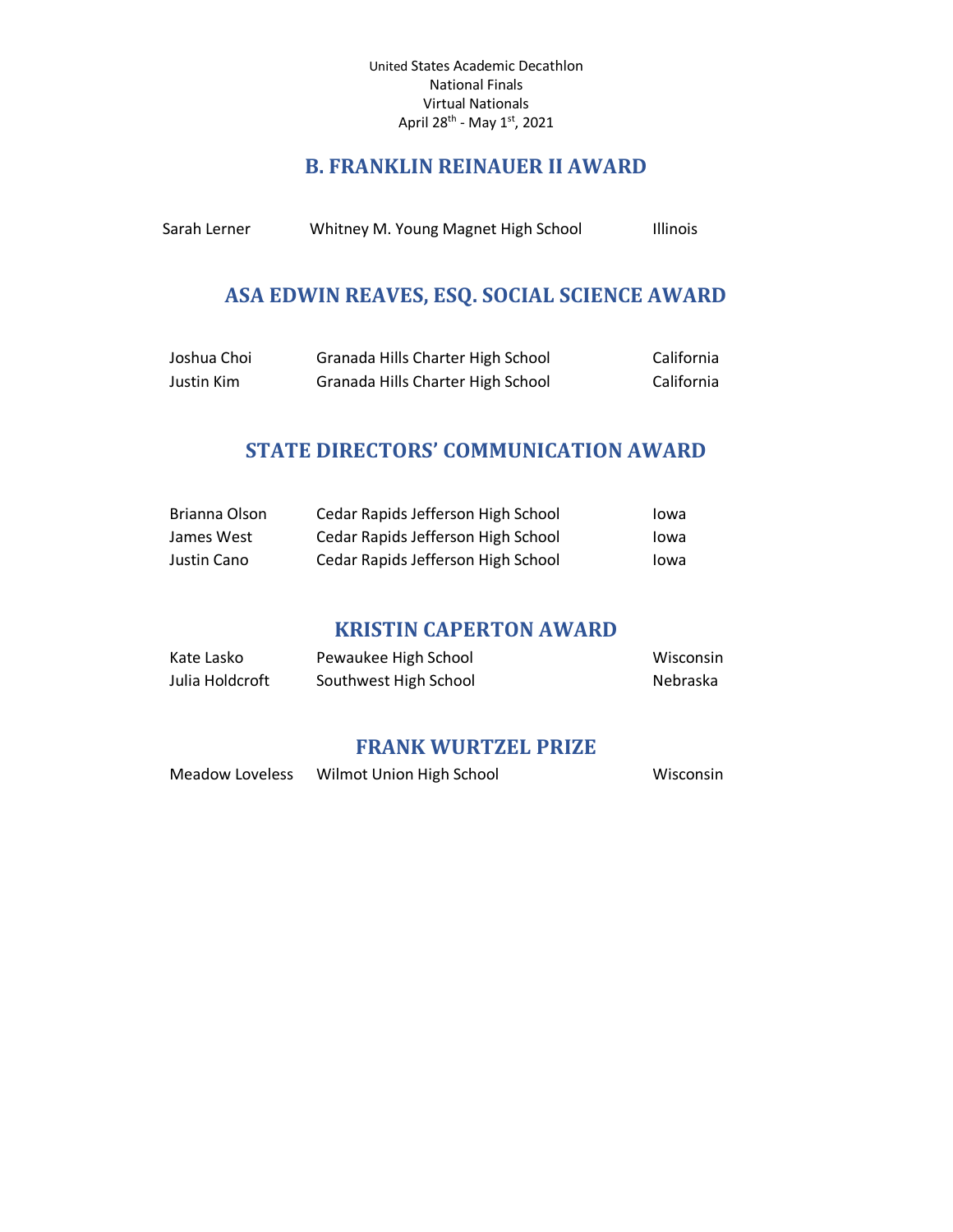United States Academic Decathlon
National Finals
Virtual Nationals
April 28th - May 1st, 2021

## B. FRANKLIN REINAUER II AWARD

| | | |
|---|---|---|
| Sarah Lerner | Whitney M. Young Magnet High School | Illinois |

## ASA EDWIN REAVES, ESQ. SOCIAL SCIENCE AWARD

| | | |
|---|---|---|
| Joshua Choi | Granada Hills Charter High School | California |
| Justin Kim | Granada Hills Charter High School | California |

## STATE DIRECTORS' COMMUNICATION AWARD

| | | |
|---|---|---|
| Brianna Olson | Cedar Rapids Jefferson High School | Iowa |
| James West | Cedar Rapids Jefferson High School | Iowa |
| Justin Cano | Cedar Rapids Jefferson High School | Iowa |

## KRISTIN CAPERTON AWARD

| | | |
|---|---|---|
| Kate Lasko | Pewaukee High School | Wisconsin |
| Julia Holdcroft | Southwest High School | Nebraska |

## FRANK WURTZEL PRIZE

| | | |
|---|---|---|
| Meadow Loveless | Wilmot Union High School | Wisconsin |